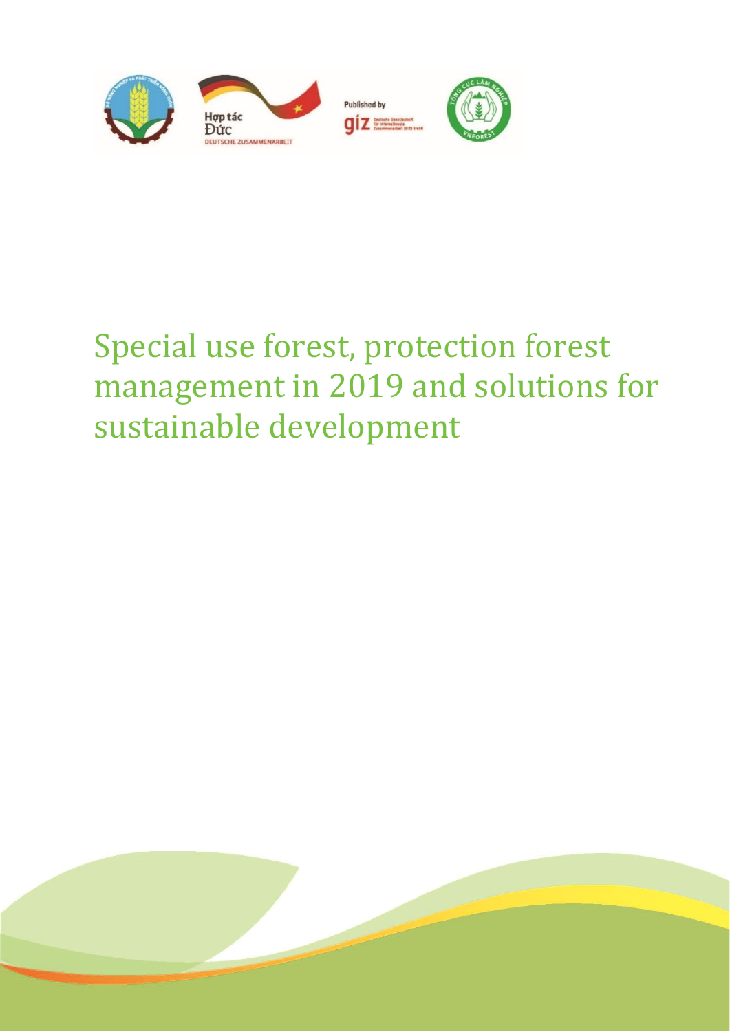# Special use forest, protection forest management in 2019 and solutions for sustainable development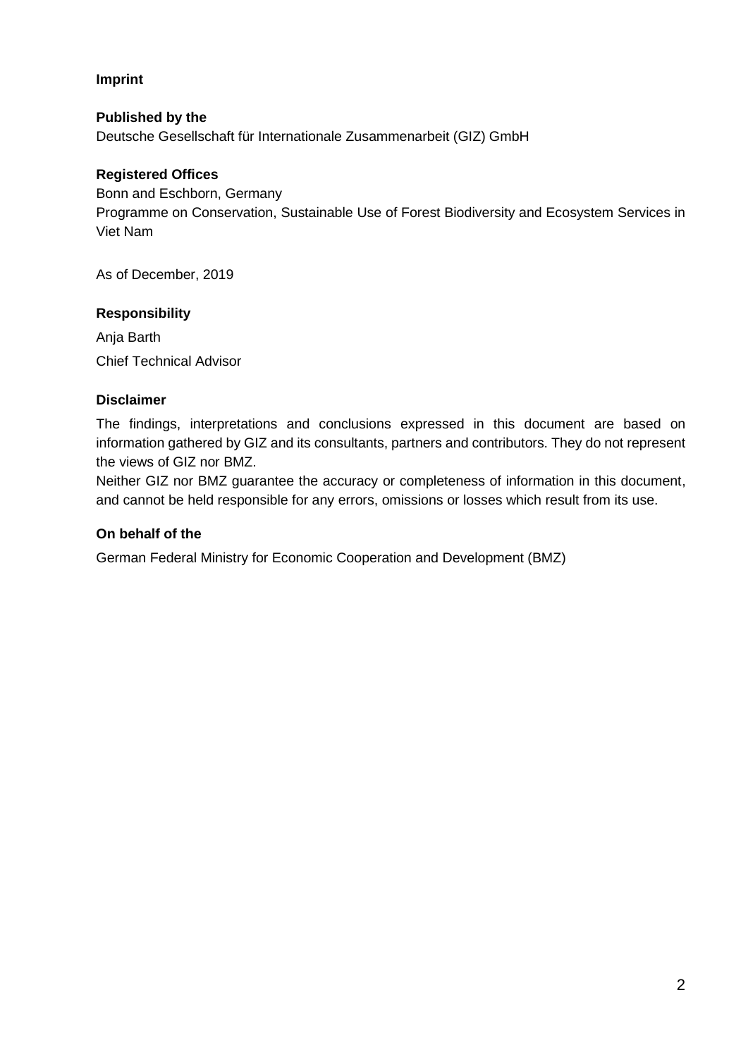**Imprint**

**Published by the**
Deutsche Gesellschaft für Internationale Zusammenarbeit (GIZ) GmbH

**Registered Offices**
Bonn and Eschborn, Germany
Programme on Conservation, Sustainable Use of Forest Biodiversity and Ecosystem Services in Viet Nam

As of December, 2019

**Responsibility**

Anja Barth

Chief Technical Advisor

**Disclaimer**

The findings, interpretations and conclusions expressed in this document are based on information gathered by GIZ and its consultants, partners and contributors. They do not represent the views of GIZ nor BMZ.
Neither GIZ nor BMZ guarantee the accuracy or completeness of information in this document, and cannot be held responsible for any errors, omissions or losses which result from its use.

**On behalf of the**

German Federal Ministry for Economic Cooperation and Development (BMZ)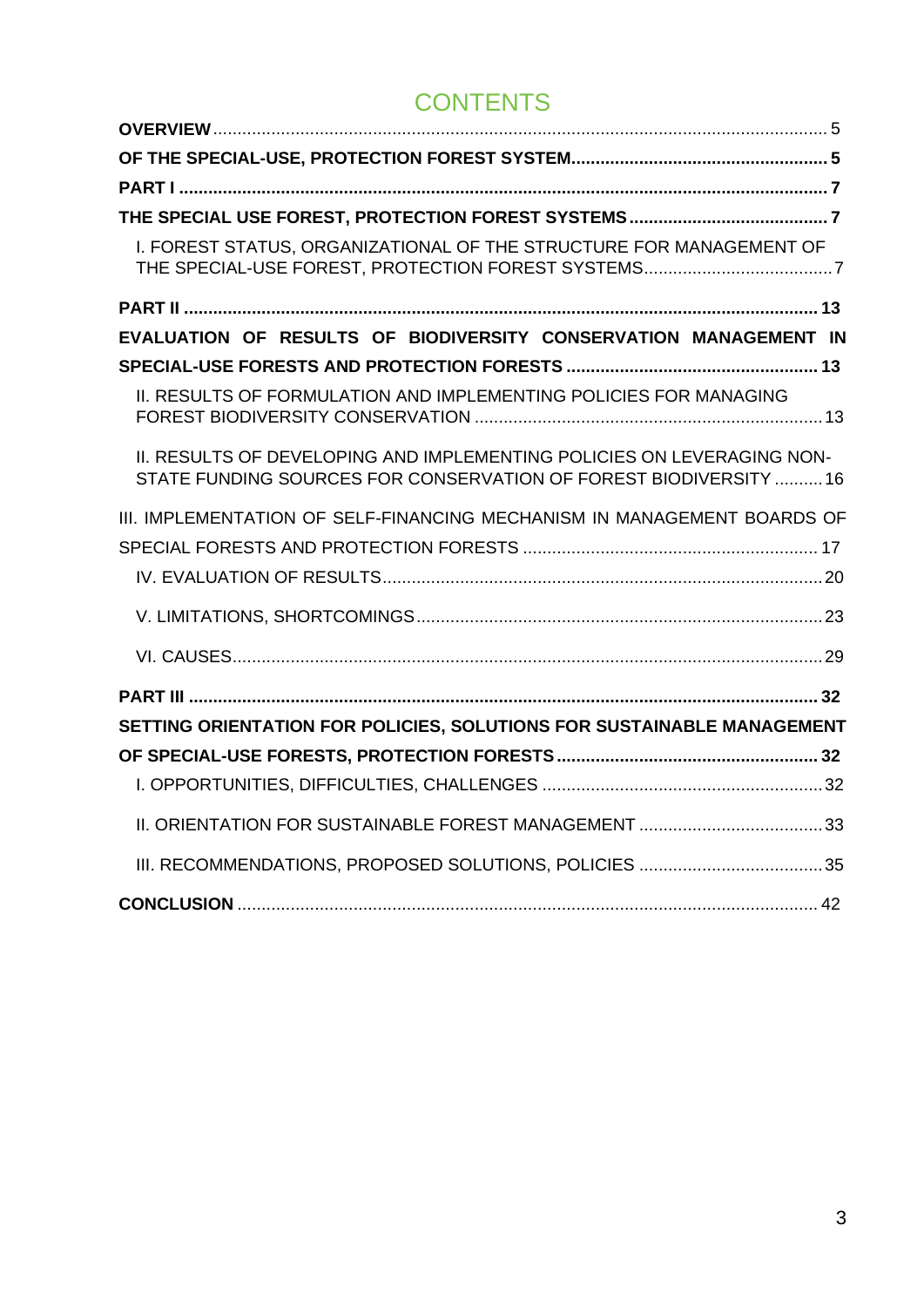# CONTENTS

**OVERVIEW** ............................................................................................................................ 5

**OF THE SPECIAL-USE, PROTECTION FOREST SYSTEM** ..................................................... 5

**PART I** ..................................................................................................................................... 7

**THE SPECIAL USE FOREST, PROTECTION FOREST SYSTEMS** ......................................... 7

I. FOREST STATUS, ORGANIZATIONAL OF THE STRUCTURE FOR MANAGEMENT OF THE SPECIAL-USE FOREST, PROTECTION FOREST SYSTEMS ........................................ 7

**PART II** .................................................................................................................................. 13

**EVALUATION OF RESULTS OF BIODIVERSITY CONSERVATION MANAGEMENT IN SPECIAL-USE FORESTS AND PROTECTION FORESTS** .................................................... 13

II. RESULTS OF FORMULATION AND IMPLEMENTING POLICIES FOR MANAGING FOREST BIODIVERSITY CONSERVATION ....................................................................... 13

II. RESULTS OF DEVELOPING AND IMPLEMENTING POLICIES ON LEVERAGING NON-STATE FUNDING SOURCES FOR CONSERVATION OF FOREST BIODIVERSITY .......... 16

III. IMPLEMENTATION OF SELF-FINANCING MECHANISM IN MANAGEMENT BOARDS OF SPECIAL FORESTS AND PROTECTION FORESTS ............................................................. 17

IV. EVALUATION OF RESULTS ........................................................................................... 20

V. LIMITATIONS, SHORTCOMINGS ..................................................................................... 23

VI. CAUSES ........................................................................................................................... 29

**PART III** ................................................................................................................................ 32

**SETTING ORIENTATION FOR POLICIES, SOLUTIONS FOR SUSTAINABLE MANAGEMENT OF SPECIAL-USE FORESTS, PROTECTION FORESTS** ...................................................... 32

I. OPPORTUNITIES, DIFFICULTIES, CHALLENGES .......................................................... 32

II. ORIENTATION FOR SUSTAINABLE FOREST MANAGEMENT ....................................... 33

III. RECOMMENDATIONS, PROPOSED SOLUTIONS, POLICIES ....................................... 35

**CONCLUSION** ....................................................................................................................... 42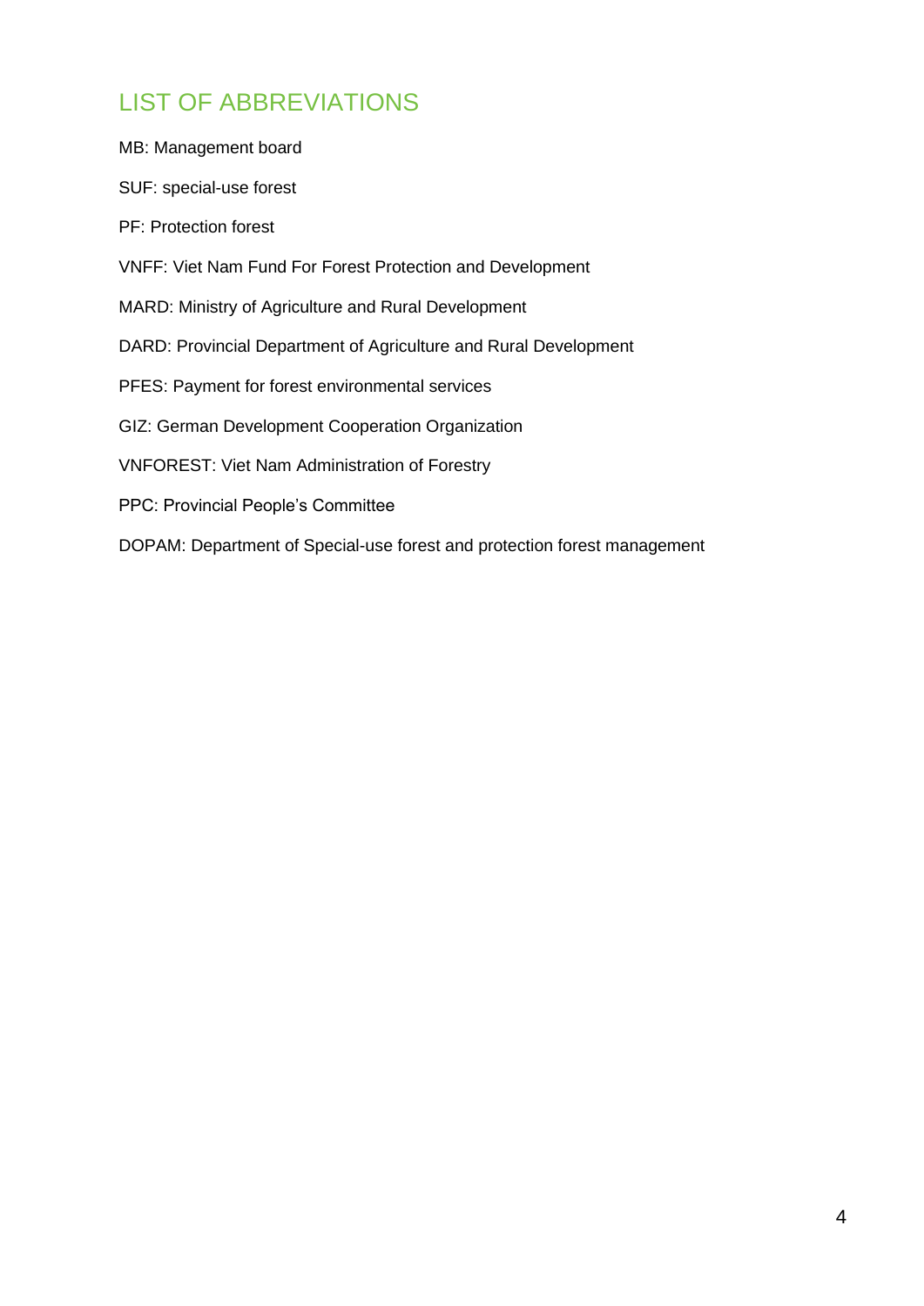# LIST OF ABBREVIATIONS

MB: Management board

SUF: special-use forest

PF: Protection forest

VNFF: Viet Nam Fund For Forest Protection and Development

MARD: Ministry of Agriculture and Rural Development

DARD: Provincial Department of Agriculture and Rural Development

PFES: Payment for forest environmental services

GIZ: German Development Cooperation Organization

VNFOREST: Viet Nam Administration of Forestry

PPC: Provincial People's Committee

DOPAM: Department of Special-use forest and protection forest management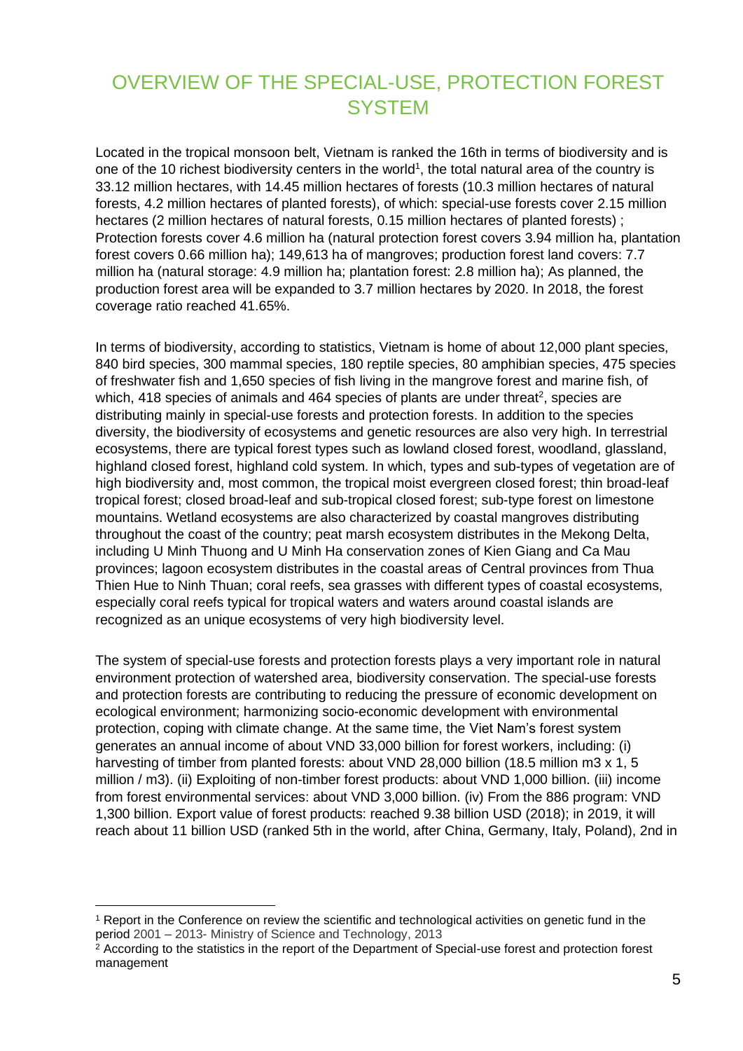# OVERVIEW OF THE SPECIAL-USE, PROTECTION FOREST SYSTEM

Located in the tropical monsoon belt, Vietnam is ranked the 16th in terms of biodiversity and is one of the 10 richest biodiversity centers in the world[1], the total natural area of the country is 33.12 million hectares, with 14.45 million hectares of forests (10.3 million hectares of natural forests, 4.2 million hectares of planted forests), of which: special-use forests cover 2.15 million hectares (2 million hectares of natural forests, 0.15 million hectares of planted forests) ; Protection forests cover 4.6 million ha (natural protection forest covers 3.94 million ha, plantation forest covers 0.66 million ha); 149,613 ha of mangroves; production forest land covers: 7.7 million ha (natural storage: 4.9 million ha; plantation forest: 2.8 million ha); As planned, the production forest area will be expanded to 3.7 million hectares by 2020. In 2018, the forest coverage ratio reached 41.65%.

In terms of biodiversity, according to statistics, Vietnam is home of about 12,000 plant species, 840 bird species, 300 mammal species, 180 reptile species, 80 amphibian species, 475 species of freshwater fish and 1,650 species of fish living in the mangrove forest and marine fish, of which, 418 species of animals and 464 species of plants are under threat[2], species are distributing mainly in special-use forests and protection forests. In addition to the species diversity, the biodiversity of ecosystems and genetic resources are also very high. In terrestrial ecosystems, there are typical forest types such as lowland closed forest, woodland, glassland, highland closed forest, highland cold system. In which, types and sub-types of vegetation are of high biodiversity and, most common, the tropical moist evergreen closed forest; thin broad-leaf tropical forest; closed broad-leaf and sub-tropical closed forest; sub-type forest on limestone mountains. Wetland ecosystems are also characterized by coastal mangroves distributing throughout the coast of the country; peat marsh ecosystem distributes in the Mekong Delta, including U Minh Thuong and U Minh Ha conservation zones of Kien Giang and Ca Mau provinces; lagoon ecosystem distributes in the coastal areas of Central provinces from Thua Thien Hue to Ninh Thuan; coral reefs, sea grasses with different types of coastal ecosystems, especially coral reefs typical for tropical waters and waters around coastal islands are recognized as an unique ecosystems of very high biodiversity level.

The system of special-use forests and protection forests plays a very important role in natural environment protection of watershed area, biodiversity conservation. The special-use forests and protection forests are contributing to reducing the pressure of economic development on ecological environment; harmonizing socio-economic development with environmental protection, coping with climate change. At the same time, the Viet Nam's forest system generates an annual income of about VND 33,000 billion for forest workers, including: (i) harvesting of timber from planted forests: about VND 28,000 billion (18.5 million m3 x 1, 5 million / m3). (ii) Exploiting of non-timber forest products: about VND 1,000 billion. (iii) income from forest environmental services: about VND 3,000 billion. (iv) From the 886 program: VND 1,300 billion. Export value of forest products: reached 9.38 billion USD (2018); in 2019, it will reach about 11 billion USD (ranked 5th in the world, after China, Germany, Italy, Poland), 2nd in

---

[1] Report in the Conference on review the scientific and technological activities on genetic fund in the period 2001 – 2013- Ministry of Science and Technology, 2013

[2] According to the statistics in the report of the Department of Special-use forest and protection forest management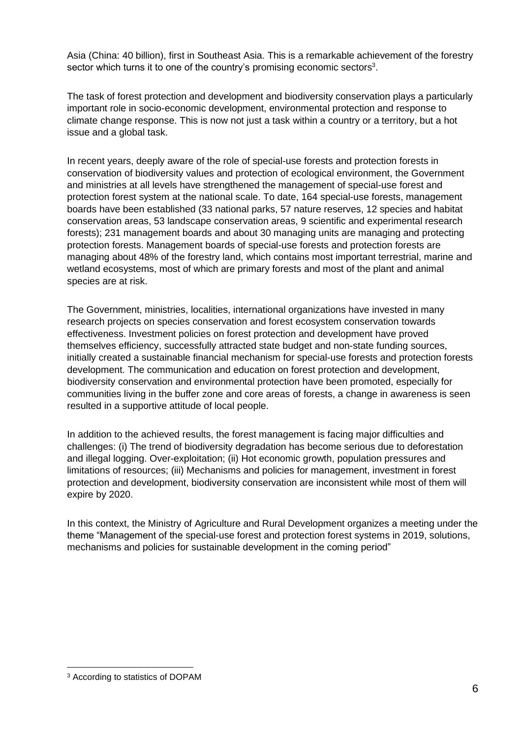Asia (China: 40 billion), first in Southeast Asia. This is a remarkable achievement of the forestry sector which turns it to one of the country's promising economic sectors[3].

The task of forest protection and development and biodiversity conservation plays a particularly important role in socio-economic development, environmental protection and response to climate change response. This is now not just a task within a country or a territory, but a hot issue and a global task.

In recent years, deeply aware of the role of special-use forests and protection forests in conservation of biodiversity values and protection of ecological environment, the Government and ministries at all levels have strengthened the management of special-use forest and protection forest system at the national scale. To date, 164 special-use forests, management boards have been established (33 national parks, 57 nature reserves, 12 species and habitat conservation areas, 53 landscape conservation areas, 9 scientific and experimental research forests); 231 management boards and about 30 managing units are managing and protecting protection forests. Management boards of special-use forests and protection forests are managing about 48% of the forestry land, which contains most important terrestrial, marine and wetland ecosystems, most of which are primary forests and most of the plant and animal species are at risk.

The Government, ministries, localities, international organizations have invested in many research projects on species conservation and forest ecosystem conservation towards effectiveness. Investment policies on forest protection and development have proved themselves efficiency, successfully attracted state budget and non-state funding sources, initially created a sustainable financial mechanism for special-use forests and protection forests development. The communication and education on forest protection and development, biodiversity conservation and environmental protection have been promoted, especially for communities living in the buffer zone and core areas of forests, a change in awareness is seen resulted in a supportive attitude of local people.

In addition to the achieved results, the forest management is facing major difficulties and challenges: (i) The trend of biodiversity degradation has become serious due to deforestation and illegal logging. Over-exploitation; (ii) Hot economic growth, population pressures and limitations of resources; (iii) Mechanisms and policies for management, investment in forest protection and development, biodiversity conservation are inconsistent while most of them will expire by 2020.

In this context, the Ministry of Agriculture and Rural Development organizes a meeting under the theme "Management of the special-use forest and protection forest systems in 2019, solutions, mechanisms and policies for sustainable development in the coming period"

[3] According to statistics of DOPAM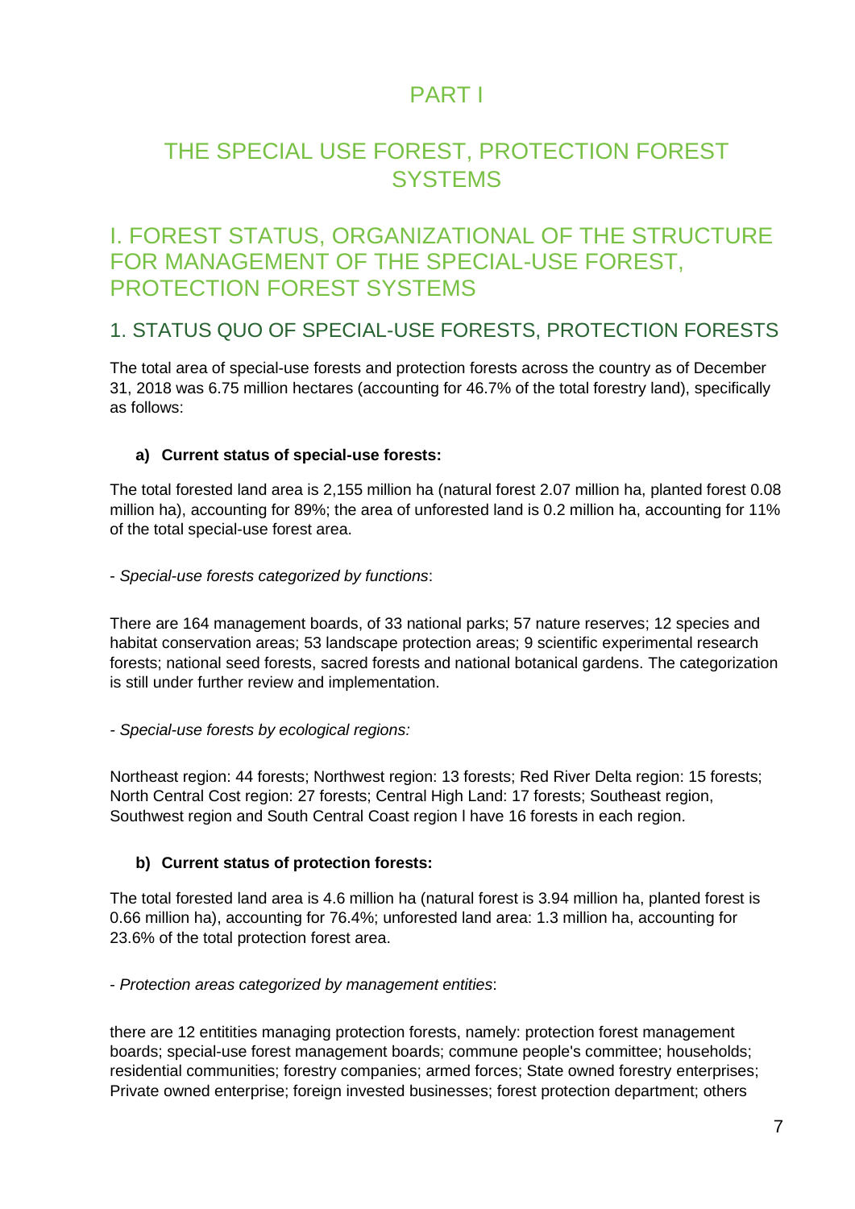# PART I

# THE SPECIAL USE FOREST, PROTECTION FOREST SYSTEMS

## I. FOREST STATUS, ORGANIZATIONAL OF THE STRUCTURE FOR MANAGEMENT OF THE SPECIAL-USE FOREST, PROTECTION FOREST SYSTEMS

### 1. STATUS QUO OF SPECIAL-USE FORESTS, PROTECTION FORESTS

The total area of special-use forests and protection forests across the country as of December 31, 2018 was 6.75 million hectares (accounting for 46.7% of the total forestry land), specifically as follows:

**a) Current status of special-use forests:**

The total forested land area is 2,155 million ha (natural forest 2.07 million ha, planted forest 0.08 million ha), accounting for 89%; the area of unforested land is 0.2 million ha, accounting for 11% of the total special-use forest area.

- *Special-use forests categorized by functions*:

There are 164 management boards, of 33 national parks; 57 nature reserves; 12 species and habitat conservation areas; 53 landscape protection areas; 9 scientific experimental research forests; national seed forests, sacred forests and national botanical gardens. The categorization is still under further review and implementation.

- *Special-use forests by ecological regions:*

Northeast region: 44 forests; Northwest region: 13 forests; Red River Delta region: 15 forests; North Central Cost region: 27 forests; Central High Land: 17 forests; Southeast region, Southwest region and South Central Coast region l have 16 forests in each region.

**b) Current status of protection forests:**

The total forested land area is 4.6 million ha (natural forest is 3.94 million ha, planted forest is 0.66 million ha), accounting for 76.4%; unforested land area: 1.3 million ha, accounting for 23.6% of the total protection forest area.

- *Protection areas categorized by management entities*:

there are 12 entitities managing protection forests, namely: protection forest management boards; special-use forest management boards; commune people's committee; households; residential communities; forestry companies; armed forces; State owned forestry enterprises; Private owned enterprise; foreign invested businesses; forest protection department; others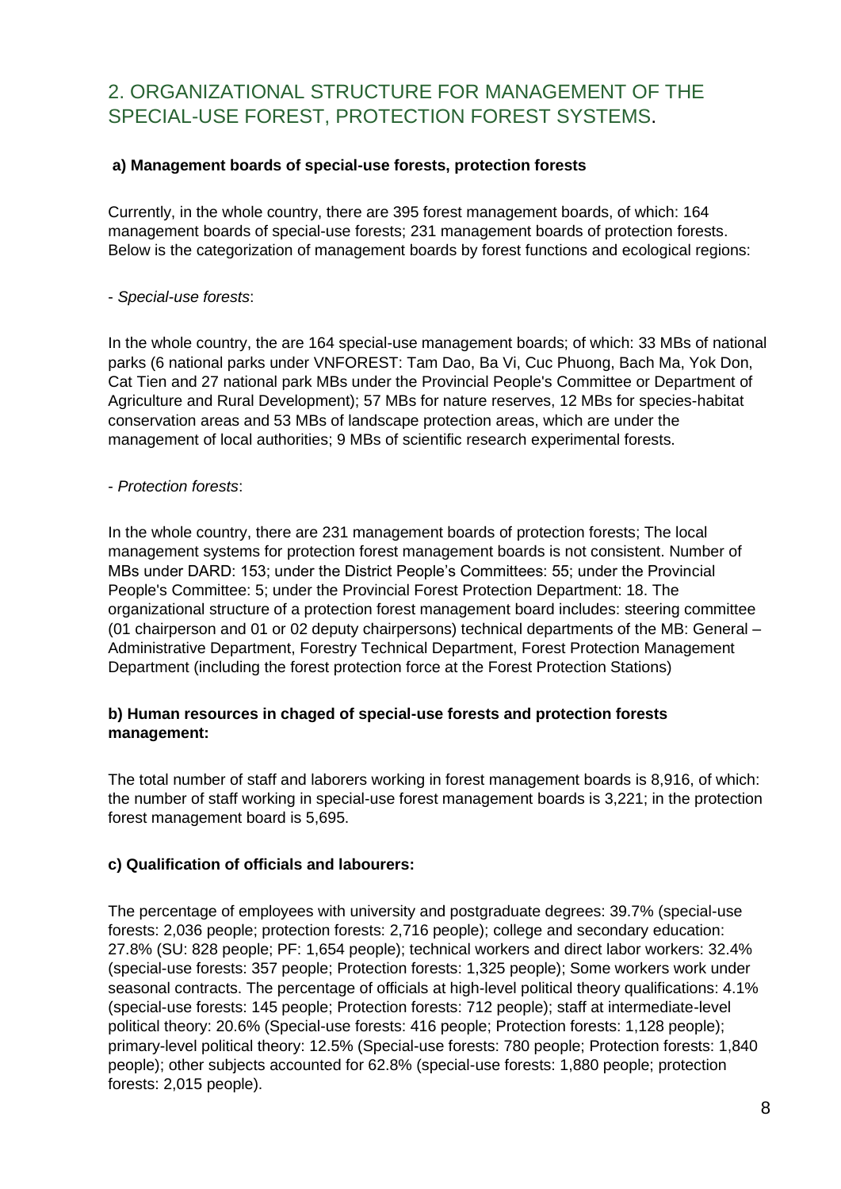## 2. ORGANIZATIONAL STRUCTURE FOR MANAGEMENT OF THE SPECIAL-USE FOREST, PROTECTION FOREST SYSTEMS.

**a) Management boards of special-use forests, protection forests**

Currently, in the whole country, there are 395 forest management boards, of which: 164 management boards of special-use forests; 231 management boards of protection forests. Below is the categorization of management boards by forest functions and ecological regions:

- *Special-use forests*:

In the whole country, the are 164 special-use management boards; of which: 33 MBs of national parks (6 national parks under VNFOREST: Tam Dao, Ba Vi, Cuc Phuong, Bach Ma, Yok Don, Cat Tien and 27 national park MBs under the Provincial People's Committee or Department of Agriculture and Rural Development); 57 MBs for nature reserves, 12 MBs for species-habitat conservation areas and 53 MBs of landscape protection areas, which are under the management of local authorities; 9 MBs of scientific research experimental forests.

- *Protection forests*:

In the whole country, there are 231 management boards of protection forests; The local management systems for protection forest management boards is not consistent. Number of MBs under DARD: 153; under the District People's Committees: 55; under the Provincial People's Committee: 5; under the Provincial Forest Protection Department: 18. The organizational structure of a protection forest management board includes: steering committee (01 chairperson and 01 or 02 deputy chairpersons) technical departments of the MB: General – Administrative Department, Forestry Technical Department, Forest Protection Management Department (including the forest protection force at the Forest Protection Stations)

**b) Human resources in chaged of special-use forests and protection forests management:**

The total number of staff and laborers working in forest management boards is 8,916, of which: the number of staff working in special-use forest management boards is 3,221; in the protection forest management board is 5,695.

**c) Qualification of officials and labourers:**

The percentage of employees with university and postgraduate degrees: 39.7% (special-use forests: 2,036 people; protection forests: 2,716 people); college and secondary education: 27.8% (SU: 828 people; PF: 1,654 people); technical workers and direct labor workers: 32.4% (special-use forests: 357 people; Protection forests: 1,325 people); Some workers work under seasonal contracts. The percentage of officials at high-level political theory qualifications: 4.1% (special-use forests: 145 people; Protection forests: 712 people); staff at intermediate-level political theory: 20.6% (Special-use forests: 416 people; Protection forests: 1,128 people); primary-level political theory: 12.5% (Special-use forests: 780 people; Protection forests: 1,840 people); other subjects accounted for 62.8% (special-use forests: 1,880 people; protection forests: 2,015 people).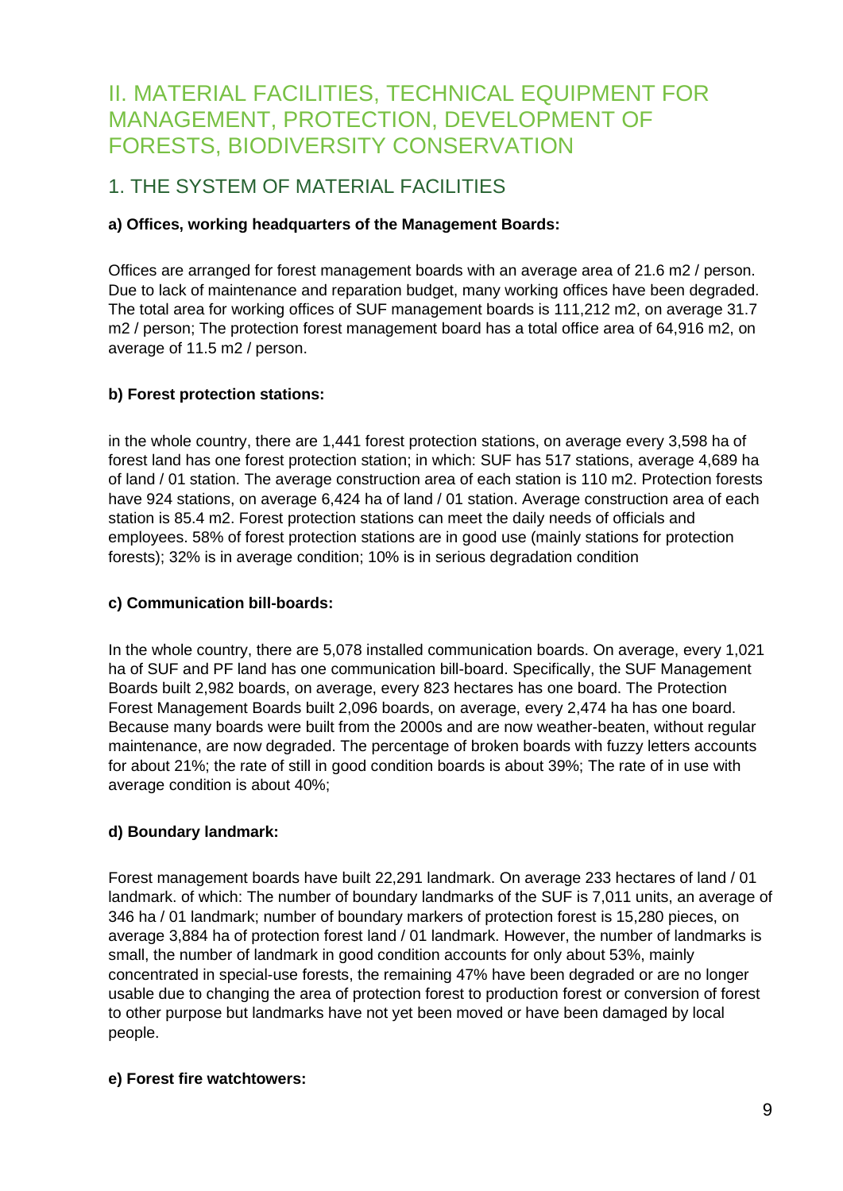# II. MATERIAL FACILITIES, TECHNICAL EQUIPMENT FOR MANAGEMENT, PROTECTION, DEVELOPMENT OF FORESTS, BIODIVERSITY CONSERVATION

## 1. THE SYSTEM OF MATERIAL FACILITIES

**a) Offices, working headquarters of the Management Boards:**

Offices are arranged for forest management boards with an average area of 21.6 m2 / person. Due to lack of maintenance and reparation budget, many working offices have been degraded. The total area for working offices of SUF management boards is 111,212 m2, on average 31.7 m2 / person; The protection forest management board has a total office area of 64,916 m2, on average of 11.5 m2 / person.

**b) Forest protection stations:**

in the whole country, there are 1,441 forest protection stations, on average every 3,598 ha of forest land has one forest protection station; in which: SUF has 517 stations, average 4,689 ha of land / 01 station. The average construction area of each station is 110 m2. Protection forests have 924 stations, on average 6,424 ha of land / 01 station. Average construction area of each station is 85.4 m2. Forest protection stations can meet the daily needs of officials and employees. 58% of forest protection stations are in good use (mainly stations for protection forests); 32% is in average condition; 10% is in serious degradation condition

**c) Communication bill-boards:**

In the whole country, there are 5,078 installed communication boards. On average, every 1,021 ha of SUF and PF land has one communication bill-board. Specifically, the SUF Management Boards built 2,982 boards, on average, every 823 hectares has one board. The Protection Forest Management Boards built 2,096 boards, on average, every 2,474 ha has one board. Because many boards were built from the 2000s and are now weather-beaten, without regular maintenance, are now degraded. The percentage of broken boards with fuzzy letters accounts for about 21%; the rate of still in good condition boards is about 39%; The rate of in use with average condition is about 40%;

**d) Boundary landmark:**

Forest management boards have built 22,291 landmark. On average 233 hectares of land / 01 landmark. of which: The number of boundary landmarks of the SUF is 7,011 units, an average of 346 ha / 01 landmark; number of boundary markers of protection forest is 15,280 pieces, on average 3,884 ha of protection forest land / 01 landmark. However, the number of landmarks is small, the number of landmark in good condition accounts for only about 53%, mainly concentrated in special-use forests, the remaining 47% have been degraded or are no longer usable due to changing the area of protection forest to production forest or conversion of forest to other purpose but landmarks have not yet been moved or have been damaged by local people.

**e) Forest fire watchtowers:**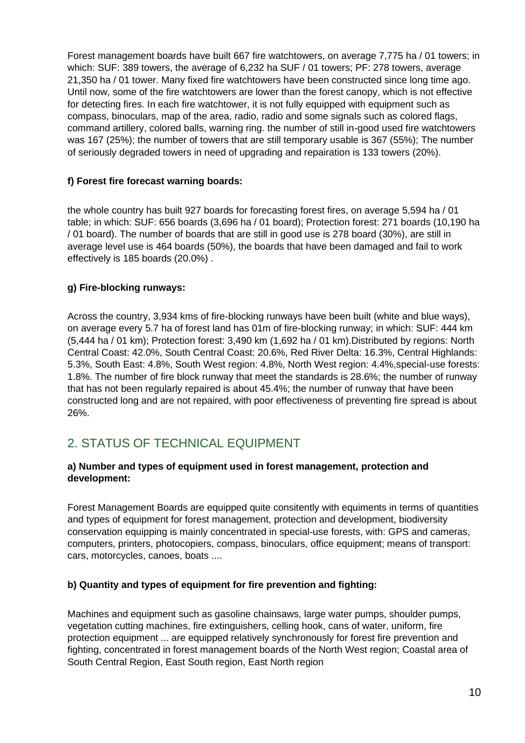Forest management boards have built 667 fire watchtowers, on average 7,775 ha / 01 towers; in which: SUF: 389 towers, the average of 6,232 ha SUF / 01 towers; PF: 278 towers, average 21,350 ha / 01 tower. Many fixed fire watchtowers have been constructed since long time ago. Until now, some of the fire watchtowers are lower than the forest canopy, which is not effective for detecting fires. In each fire watchtower, it is not fully equipped with equipment such as compass, binoculars, map of the area, radio, radio and some signals such as colored flags, command artillery, colored balls, warning ring. the number of still in-good used fire watchtowers was 167 (25%); the number of towers that are still temporary usable is 367 (55%); The number of seriously degraded towers in need of upgrading and repairation is 133 towers (20%).

**f) Forest fire forecast warning boards:**

the whole country has built 927 boards for forecasting forest fires, on average 5,594 ha / 01 table; in which: SUF: 656 boards (3,696 ha / 01 board); Protection forest: 271 boards (10,190 ha / 01 board). The number of boards that are still in good use is 278 board (30%), are still in average level use is 464 boards (50%), the boards that have been damaged and fail to work effectively is 185 boards (20.0%) .

**g) Fire-blocking runways:**

Across the country, 3,934 kms of fire-blocking runways have been built (white and blue ways), on average every 5.7 ha of forest land has 01m of fire-blocking runway; in which: SUF: 444 km (5,444 ha / 01 km); Protection forest: 3,490 km (1,692 ha / 01 km).Distributed by regions: North Central Coast: 42.0%, South Central Coast: 20.6%, Red River Delta: 16.3%, Central Highlands: 5.3%, South East: 4.8%, South West region: 4.8%, North West region: 4.4%,special-use forests: 1.8%. The number of fire block runway that meet the standards is 28.6%; the number of runway that has not been regularly repaired is about 45.4%; the number of runway that have been constructed long and are not repaired, with poor effectiveness of preventing fire spread is about 26%.

## 2. STATUS OF TECHNICAL EQUIPMENT

**a) Number and types of equipment used in forest management, protection and development:**

Forest Management Boards are equipped quite consitently with equiments in terms of quantities and types of equipment for forest management, protection and development, biodiversity conservation equipping is mainly concentrated in special-use forests, with: GPS and cameras, computers, printers, photocopiers, compass, binoculars, office equipment; means of transport: cars, motorcycles, canoes, boats ....

**b) Quantity and types of equipment for fire prevention and fighting:**

Machines and equipment such as gasoline chainsaws, large water pumps, shoulder pumps, vegetation cutting machines, fire extinguishers, celling hook, cans of water, uniform, fire protection equipment ... are equipped relatively synchronously for forest fire prevention and fighting, concentrated in forest management boards of the North West region; Coastal area of South Central Region, East South region, East North region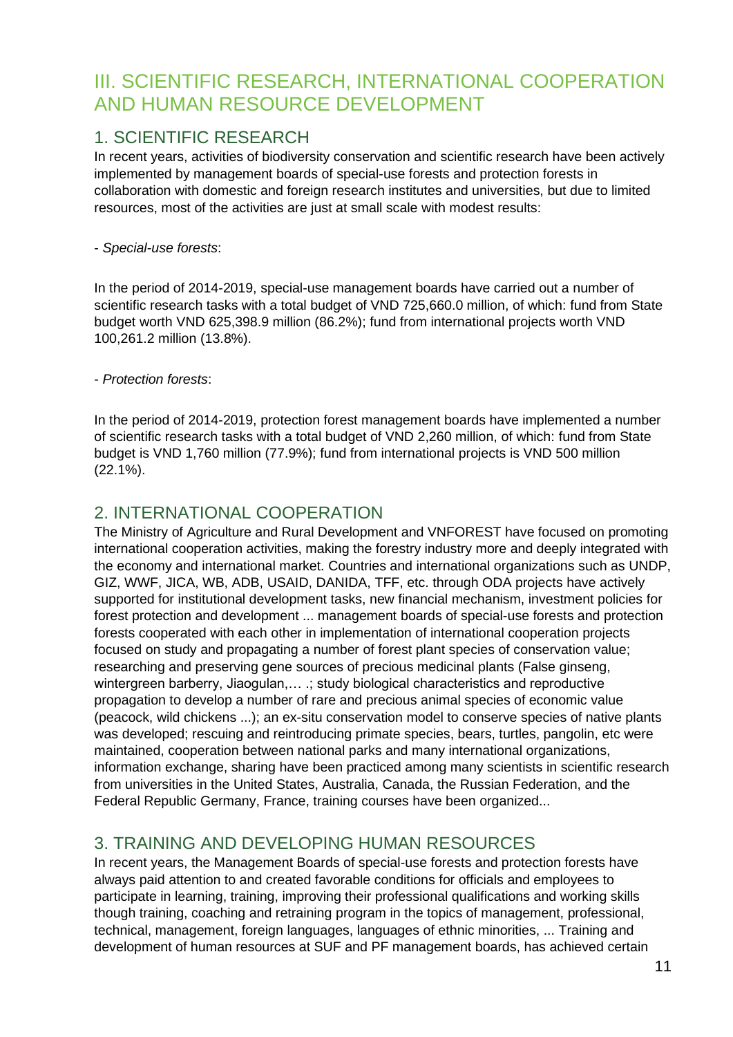# III. SCIENTIFIC RESEARCH, INTERNATIONAL COOPERATION AND HUMAN RESOURCE DEVELOPMENT

## 1. SCIENTIFIC RESEARCH

In recent years, activities of biodiversity conservation and scientific research have been actively implemented by management boards of special-use forests and protection forests in collaboration with domestic and foreign research institutes and universities, but due to limited resources, most of the activities are just at small scale with modest results:

- *Special-use forests*:

In the period of 2014-2019, special-use management boards have carried out a number of scientific research tasks with a total budget of VND 725,660.0 million, of which: fund from State budget worth VND 625,398.9 million (86.2%); fund from international projects worth VND 100,261.2 million (13.8%).

- *Protection forests*:

In the period of 2014-2019, protection forest management boards have implemented a number of scientific research tasks with a total budget of VND 2,260 million, of which: fund from State budget is VND 1,760 million (77.9%); fund from international projects is VND 500 million (22.1%).

## 2. INTERNATIONAL COOPERATION

The Ministry of Agriculture and Rural Development and VNFOREST have focused on promoting international cooperation activities, making the forestry industry more and deeply integrated with the economy and international market. Countries and international organizations such as UNDP, GIZ, WWF, JICA, WB, ADB, USAID, DANIDA, TFF, etc. through ODA projects have actively supported for institutional development tasks, new financial mechanism, investment policies for forest protection and development ... management boards of special-use forests and protection forests cooperated with each other in implementation of international cooperation projects focused on study and propagating a number of forest plant species of conservation value; researching and preserving gene sources of precious medicinal plants (False ginseng, wintergreen barberry, Jiaogulan,… .; study biological characteristics and reproductive propagation to develop a number of rare and precious animal species of economic value (peacock, wild chickens ...); an ex-situ conservation model to conserve species of native plants was developed; rescuing and reintroducing primate species, bears, turtles, pangolin, etc were maintained, cooperation between national parks and many international organizations, information exchange, sharing have been practiced among many scientists in scientific research from universities in the United States, Australia, Canada, the Russian Federation, and the Federal Republic Germany, France, training courses have been organized...

## 3. TRAINING AND DEVELOPING HUMAN RESOURCES

In recent years, the Management Boards of special-use forests and protection forests have always paid attention to and created favorable conditions for officials and employees to participate in learning, training, improving their professional qualifications and working skills though training, coaching and retraining program in the topics of management, professional, technical, management, foreign languages, languages of ethnic minorities, ... Training and development of human resources at SUF and PF management boards, has achieved certain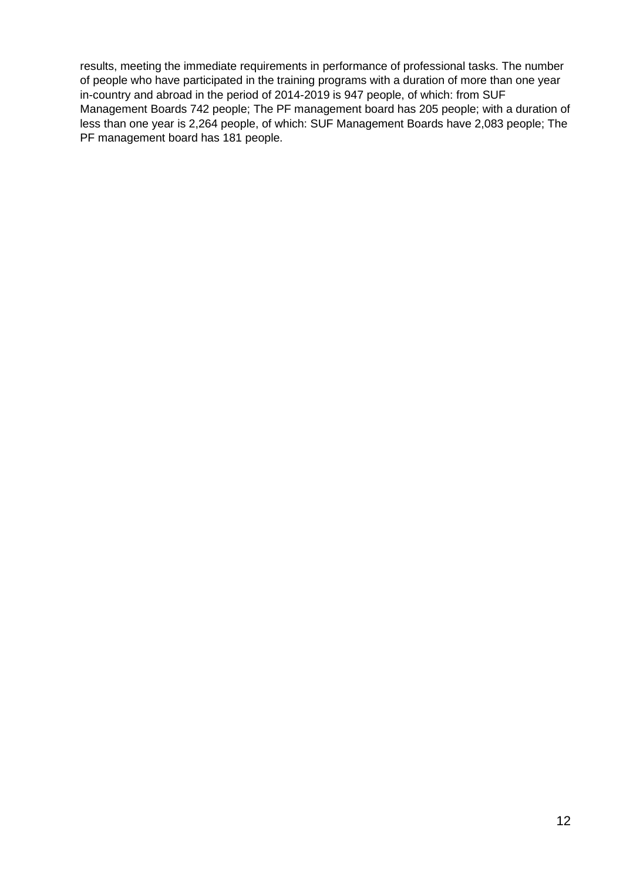results, meeting the immediate requirements in performance of professional tasks. The number of people who have participated in the training programs with a duration of more than one year in-country and abroad in the period of 2014-2019 is 947 people, of which: from SUF Management Boards 742 people; The PF management board has 205 people; with a duration of less than one year is 2,264 people, of which: SUF Management Boards have 2,083 people; The PF management board has 181 people.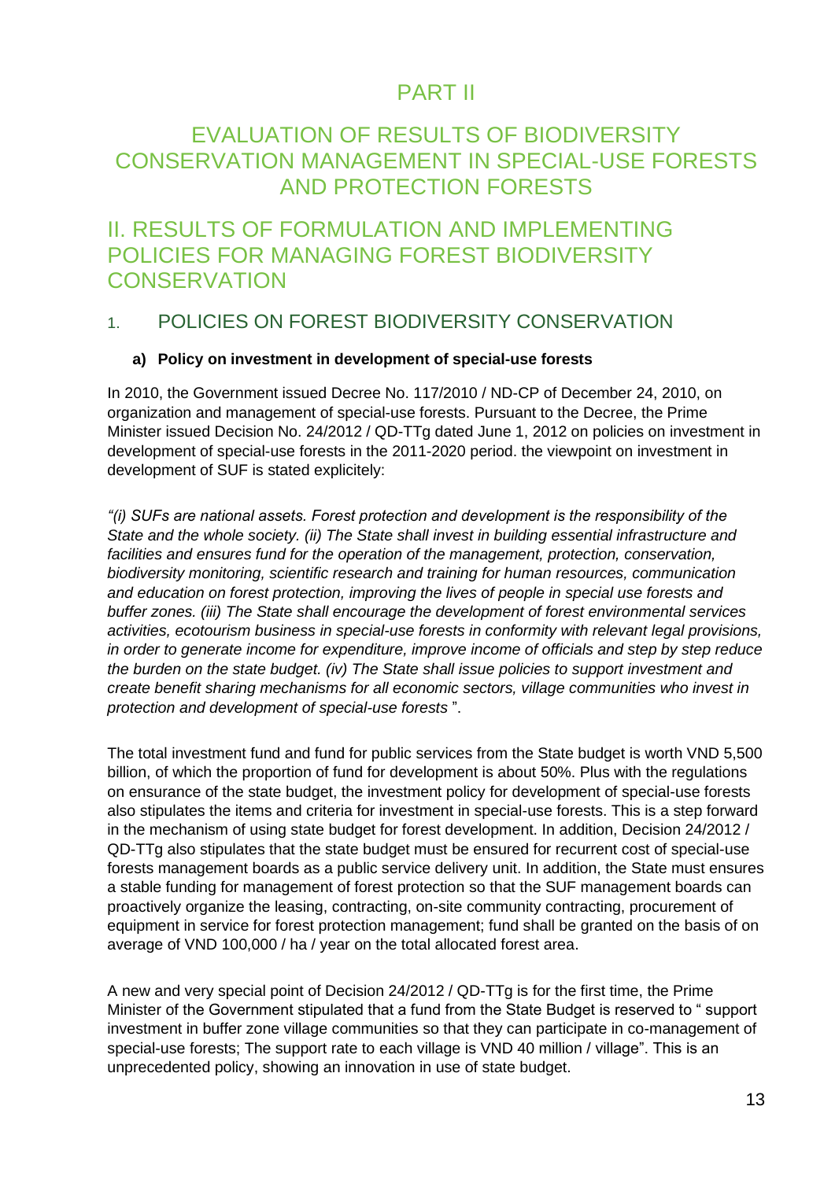# PART II

# EVALUATION OF RESULTS OF BIODIVERSITY CONSERVATION MANAGEMENT IN SPECIAL-USE FORESTS AND PROTECTION FORESTS

## II. RESULTS OF FORMULATION AND IMPLEMENTING POLICIES FOR MANAGING FOREST BIODIVERSITY CONSERVATION

### 1. POLICIES ON FOREST BIODIVERSITY CONSERVATION

#### a) Policy on investment in development of special-use forests

In 2010, the Government issued Decree No. 117/2010 / ND-CP of December 24, 2010, on organization and management of special-use forests. Pursuant to the Decree, the Prime Minister issued Decision No. 24/2012 / QD-TTg dated June 1, 2012 on policies on investment in development of special-use forests in the 2011-2020 period. the viewpoint on investment in development of SUF is stated explicitely:

*"(i) SUFs are national assets. Forest protection and development is the responsibility of the State and the whole society. (ii) The State shall invest in building essential infrastructure and facilities and ensures fund for the operation of the management, protection, conservation, biodiversity monitoring, scientific research and training for human resources, communication and education on forest protection, improving the lives of people in special use forests and buffer zones. (iii) The State shall encourage the development of forest environmental services activities, ecotourism business in special-use forests in conformity with relevant legal provisions, in order to generate income for expenditure, improve income of officials and step by step reduce the burden on the state budget. (iv) The State shall issue policies to support investment and create benefit sharing mechanisms for all economic sectors, village communities who invest in protection and development of special-use forests* ".

The total investment fund and fund for public services from the State budget is worth VND 5,500 billion, of which the proportion of fund for development is about 50%. Plus with the regulations on ensurance of the state budget, the investment policy for development of special-use forests also stipulates the items and criteria for investment in special-use forests. This is a step forward in the mechanism of using state budget for forest development. In addition, Decision 24/2012 / QD-TTg also stipulates that the state budget must be ensured for recurrent cost of special-use forests management boards as a public service delivery unit. In addition, the State must ensures a stable funding for management of forest protection so that the SUF management boards can proactively organize the leasing, contracting, on-site community contracting, procurement of equipment in service for forest protection management; fund shall be granted on the basis of on average of VND 100,000 / ha / year on the total allocated forest area.

A new and very special point of Decision 24/2012 / QD-TTg is for the first time, the Prime Minister of the Government stipulated that a fund from the State Budget is reserved to " support investment in buffer zone village communities so that they can participate in co-management of special-use forests; The support rate to each village is VND 40 million / village". This is an unprecedented policy, showing an innovation in use of state budget.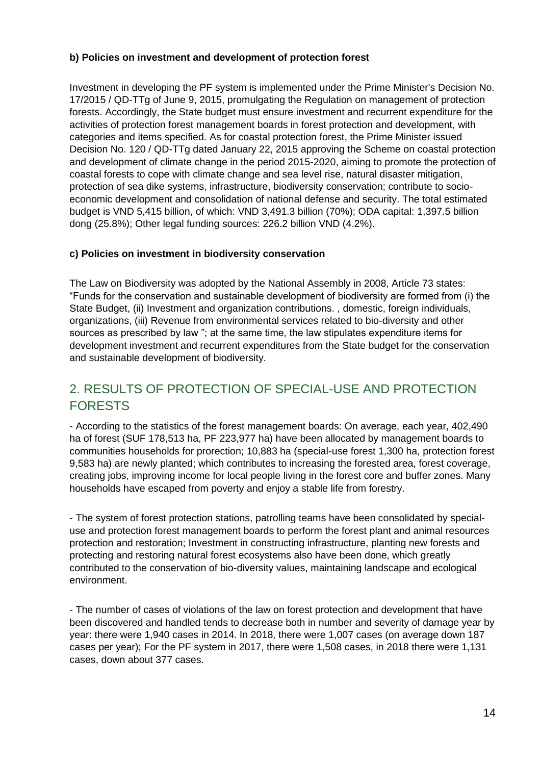**b) Policies on investment and development of protection forest**

Investment in developing the PF system is implemented under the Prime Minister's Decision No. 17/2015 / QD-TTg of June 9, 2015, promulgating the Regulation on management of protection forests. Accordingly, the State budget must ensure investment and recurrent expenditure for the activities of protection forest management boards in forest protection and development, with categories and items specified. As for coastal protection forest, the Prime Minister issued Decision No. 120 / QD-TTg dated January 22, 2015 approving the Scheme on coastal protection and development of climate change in the period 2015-2020, aiming to promote the protection of coastal forests to cope with climate change and sea level rise, natural disaster mitigation, protection of sea dike systems, infrastructure, biodiversity conservation; contribute to socio-economic development and consolidation of national defense and security. The total estimated budget is VND 5,415 billion, of which: VND 3,491.3 billion (70%); ODA capital: 1,397.5 billion dong (25.8%); Other legal funding sources: 226.2 billion VND (4.2%).

**c) Policies on investment in biodiversity conservation**

The Law on Biodiversity was adopted by the National Assembly in 2008, Article 73 states: "Funds for the conservation and sustainable development of biodiversity are formed from (i) the State Budget, (ii) Investment and organization contributions. , domestic, foreign individuals, organizations, (iii) Revenue from environmental services related to bio-diversity and other sources as prescribed by law "; at the same time, the law stipulates expenditure items for development investment and recurrent expenditures from the State budget for the conservation and sustainable development of biodiversity.

## 2. RESULTS OF PROTECTION OF SPECIAL-USE AND PROTECTION FORESTS

- According to the statistics of the forest management boards: On average, each year, 402,490 ha of forest (SUF 178,513 ha, PF 223,977 ha) have been allocated by management boards to communities households for prorection; 10,883 ha (special-use forest 1,300 ha, protection forest 9,583 ha) are newly planted; which contributes to increasing the forested area, forest coverage, creating jobs, improving income for local people living in the forest core and buffer zones. Many households have escaped from poverty and enjoy a stable life from forestry.

- The system of forest protection stations, patrolling teams have been consolidated by special-use and protection forest management boards to perform the forest plant and animal resources protection and restoration; Investment in constructing infrastructure, planting new forests and protecting and restoring natural forest ecosystems also have been done, which greatly contributed to the conservation of bio-diversity values, maintaining landscape and ecological environment.

- The number of cases of violations of the law on forest protection and development that have been discovered and handled tends to decrease both in number and severity of damage year by year: there were 1,940 cases in 2014. In 2018, there were 1,007 cases (on average down 187 cases per year); For the PF system in 2017, there were 1,508 cases, in 2018 there were 1,131 cases, down about 377 cases.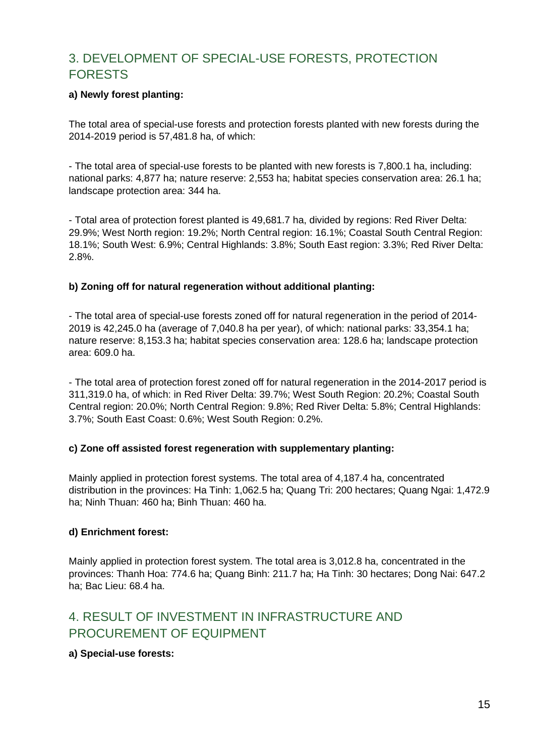## 3. DEVELOPMENT OF SPECIAL-USE FORESTS, PROTECTION FORESTS

**a) Newly forest planting:**

The total area of special-use forests and protection forests planted with new forests during the 2014-2019 period is 57,481.8 ha, of which:

- The total area of special-use forests to be planted with new forests is 7,800.1 ha, including: national parks: 4,877 ha; nature reserve: 2,553 ha; habitat species conservation area: 26.1 ha; landscape protection area: 344 ha.

- Total area of protection forest planted is 49,681.7 ha, divided by regions: Red River Delta: 29.9%; West North region: 19.2%; North Central region: 16.1%; Coastal South Central Region: 18.1%; South West: 6.9%; Central Highlands: 3.8%; South East region: 3.3%; Red River Delta: 2.8%.

**b) Zoning off for natural regeneration without additional planting:**

- The total area of special-use forests zoned off for natural regeneration in the period of 2014-2019 is 42,245.0 ha (average of 7,040.8 ha per year), of which: national parks: 33,354.1 ha; nature reserve: 8,153.3 ha; habitat species conservation area: 128.6 ha; landscape protection area: 609.0 ha.

- The total area of protection forest zoned off for natural regeneration in the 2014-2017 period is 311,319.0 ha, of which: in Red River Delta: 39.7%; West South Region: 20.2%; Coastal South Central region: 20.0%; North Central Region: 9.8%; Red River Delta: 5.8%; Central Highlands: 3.7%; South East Coast: 0.6%; West South Region: 0.2%.

**c) Zone off assisted forest regeneration with supplementary planting:**

Mainly applied in protection forest systems. The total area of 4,187.4 ha, concentrated distribution in the provinces: Ha Tinh: 1,062.5 ha; Quang Tri: 200 hectares; Quang Ngai: 1,472.9 ha; Ninh Thuan: 460 ha; Binh Thuan: 460 ha.

**d) Enrichment forest:**

Mainly applied in protection forest system. The total area is 3,012.8 ha, concentrated in the provinces: Thanh Hoa: 774.6 ha; Quang Binh: 211.7 ha; Ha Tinh: 30 hectares; Dong Nai: 647.2 ha; Bac Lieu: 68.4 ha.

## 4. RESULT OF INVESTMENT IN INFRASTRUCTURE AND PROCUREMENT OF EQUIPMENT

**a) Special-use forests:**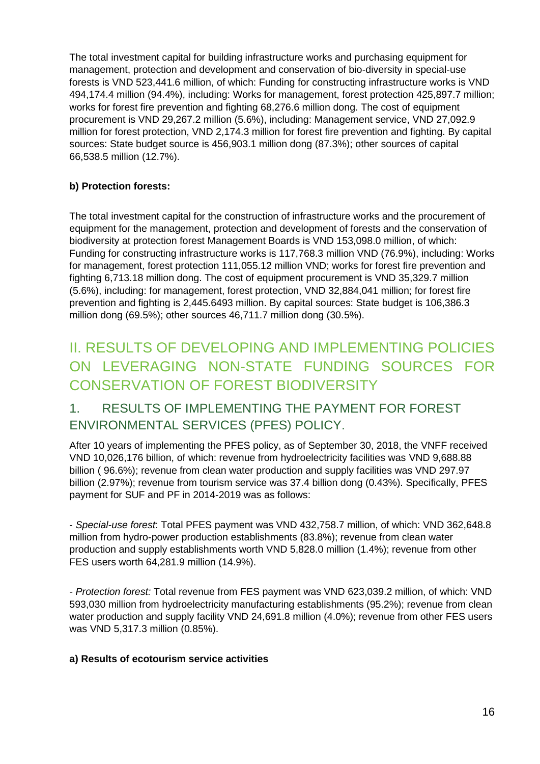The total investment capital for building infrastructure works and purchasing equipment for management, protection and development and conservation of bio-diversity in special-use forests is VND 523,441.6 million, of which: Funding for constructing infrastructure works is VND 494,174.4 million (94.4%), including: Works for management, forest protection 425,897.7 million; works for forest fire prevention and fighting 68,276.6 million dong. The cost of equipment procurement is VND 29,267.2 million (5.6%), including: Management service, VND 27,092.9 million for forest protection, VND 2,174.3 million for forest fire prevention and fighting. By capital sources: State budget source is 456,903.1 million dong (87.3%); other sources of capital 66,538.5 million (12.7%).

**b) Protection forests:**

The total investment capital for the construction of infrastructure works and the procurement of equipment for the management, protection and development of forests and the conservation of biodiversity at protection forest Management Boards is VND 153,098.0 million, of which: Funding for constructing infrastructure works is 117,768.3 million VND (76.9%), including: Works for management, forest protection 111,055.12 million VND; works for forest fire prevention and fighting 6,713.18 million dong. The cost of equipment procurement is VND 35,329.7 million (5.6%), including: for management, forest protection, VND 32,884,041 million; for forest fire prevention and fighting is 2,445.6493 million. By capital sources: State budget is 106,386.3 million dong (69.5%); other sources 46,711.7 million dong (30.5%).

## II. RESULTS OF DEVELOPING AND IMPLEMENTING POLICIES ON LEVERAGING NON-STATE FUNDING SOURCES FOR CONSERVATION OF FOREST BIODIVERSITY

### 1. RESULTS OF IMPLEMENTING THE PAYMENT FOR FOREST ENVIRONMENTAL SERVICES (PFES) POLICY.

After 10 years of implementing the PFES policy, as of September 30, 2018, the VNFF received VND 10,026,176 billion, of which: revenue from hydroelectricity facilities was VND 9,688.88 billion ( 96.6%); revenue from clean water production and supply facilities was VND 297.97 billion (2.97%); revenue from tourism service was 37.4 billion dong (0.43%). Specifically, PFES payment for SUF and PF in 2014-2019 was as follows:

- *Special-use forest*: Total PFES payment was VND 432,758.7 million, of which: VND 362,648.8 million from hydro-power production establishments (83.8%); revenue from clean water production and supply establishments worth VND 5,828.0 million (1.4%); revenue from other FES users worth 64,281.9 million (14.9%).

- *Protection forest:* Total revenue from FES payment was VND 623,039.2 million, of which: VND 593,030 million from hydroelectricity manufacturing establishments (95.2%); revenue from clean water production and supply facility VND 24,691.8 million (4.0%); revenue from other FES users was VND 5,317.3 million (0.85%).

**a) Results of ecotourism service activities**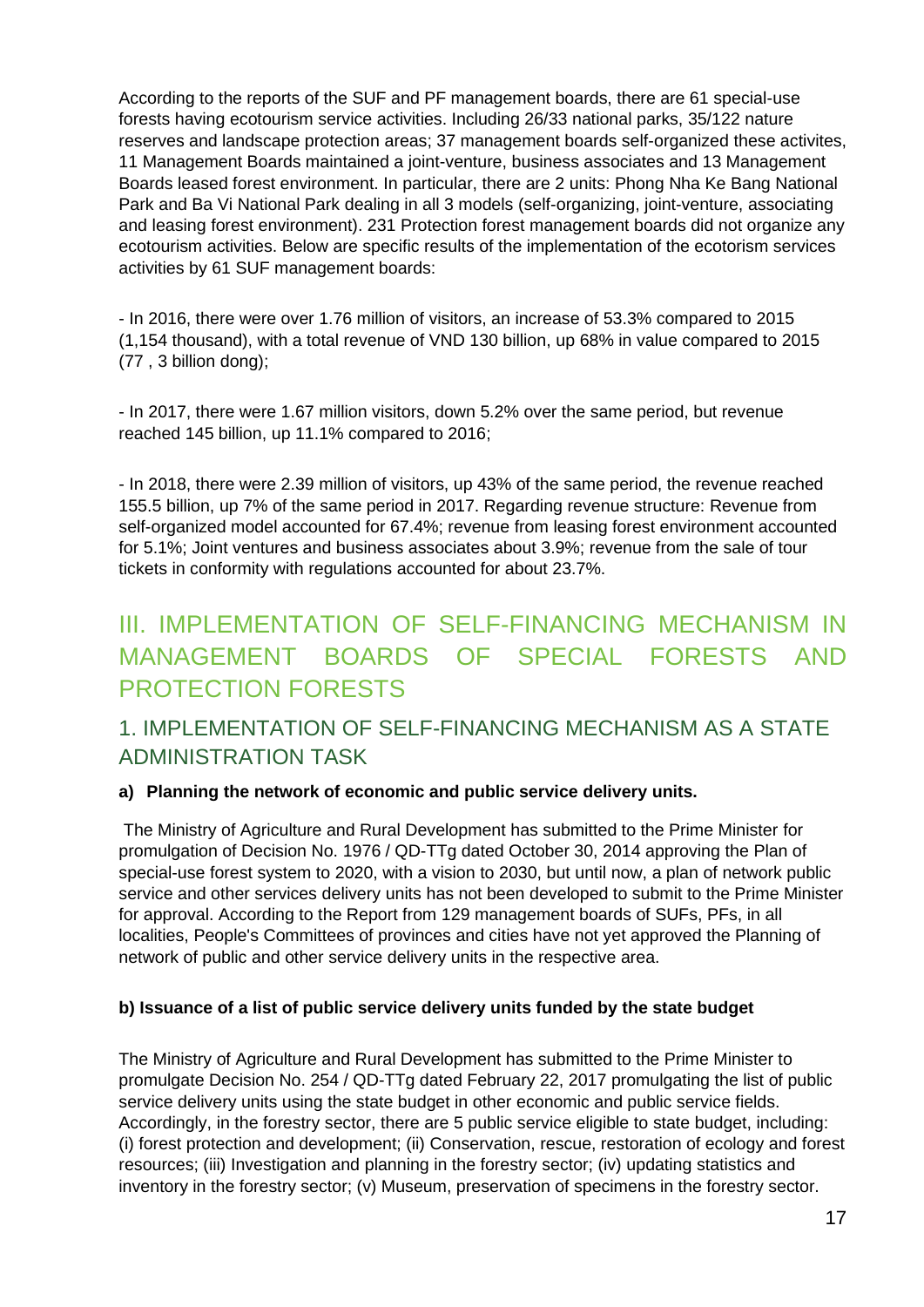According to the reports of the SUF and PF management boards, there are 61 special-use forests having ecotourism service activities. Including 26/33 national parks, 35/122 nature reserves and landscape protection areas; 37 management boards self-organized these activites, 11 Management Boards maintained a joint-venture, business associates and 13 Management Boards leased forest environment. In particular, there are 2 units: Phong Nha Ke Bang National Park and Ba Vi National Park dealing in all 3 models (self-organizing, joint-venture, associating and leasing forest environment). 231 Protection forest management boards did not organize any ecotourism activities. Below are specific results of the implementation of the ecotorism services activities by 61 SUF management boards:

- In 2016, there were over 1.76 million of visitors, an increase of 53.3% compared to 2015 (1,154 thousand), with a total revenue of VND 130 billion, up 68% in value compared to 2015 (77 , 3 billion dong);

- In 2017, there were 1.67 million visitors, down 5.2% over the same period, but revenue reached 145 billion, up 11.1% compared to 2016;

- In 2018, there were 2.39 million of visitors, up 43% of the same period, the revenue reached 155.5 billion, up 7% of the same period in 2017. Regarding revenue structure: Revenue from self-organized model accounted for 67.4%; revenue from leasing forest environment accounted for 5.1%; Joint ventures and business associates about 3.9%; revenue from the sale of tour tickets in conformity with regulations accounted for about 23.7%.

# III. IMPLEMENTATION OF SELF-FINANCING MECHANISM IN MANAGEMENT BOARDS OF SPECIAL FORESTS AND PROTECTION FORESTS

## 1. IMPLEMENTATION OF SELF-FINANCING MECHANISM AS A STATE ADMINISTRATION TASK

**a) Planning the network of economic and public service delivery units.**

The Ministry of Agriculture and Rural Development has submitted to the Prime Minister for promulgation of Decision No. 1976 / QD-TTg dated October 30, 2014 approving the Plan of special-use forest system to 2020, with a vision to 2030, but until now, a plan of network public service and other services delivery units has not been developed to submit to the Prime Minister for approval. According to the Report from 129 management boards of SUFs, PFs, in all localities, People's Committees of provinces and cities have not yet approved the Planning of network of public and other service delivery units in the respective area.

**b) Issuance of a list of public service delivery units funded by the state budget**

The Ministry of Agriculture and Rural Development has submitted to the Prime Minister to promulgate Decision No. 254 / QD-TTg dated February 22, 2017 promulgating the list of public service delivery units using the state budget in other economic and public service fields. Accordingly, in the forestry sector, there are 5 public service eligible to state budget, including: (i) forest protection and development; (ii) Conservation, rescue, restoration of ecology and forest resources; (iii) Investigation and planning in the forestry sector; (iv) updating statistics and inventory in the forestry sector; (v) Museum, preservation of specimens in the forestry sector.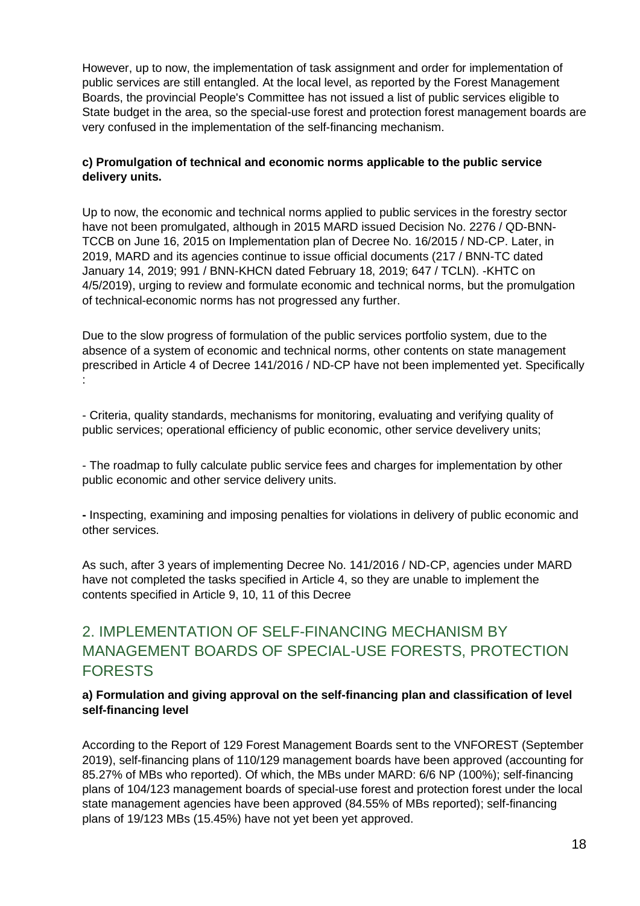However, up to now, the implementation of task assignment and order for implementation of public services are still entangled. At the local level, as reported by the Forest Management Boards, the provincial People's Committee has not issued a list of public services eligible to State budget in the area, so the special-use forest and protection forest management boards are very confused in the implementation of the self-financing mechanism.

**c) Promulgation of technical and economic norms applicable to the public service delivery units.**

Up to now, the economic and technical norms applied to public services in the forestry sector have not been promulgated, although in 2015 MARD issued Decision No. 2276 / QD-BNN-TCCB on June 16, 2015 on Implementation plan of Decree No. 16/2015 / ND-CP. Later, in 2019, MARD and its agencies continue to issue official documents (217 / BNN-TC dated January 14, 2019; 991 / BNN-KHCN dated February 18, 2019; 647 / TCLN). -KHTC on 4/5/2019), urging to review and formulate economic and technical norms, but the promulgation of technical-economic norms has not progressed any further.

Due to the slow progress of formulation of the public services portfolio system, due to the absence of a system of economic and technical norms, other contents on state management prescribed in Article 4 of Decree 141/2016 / ND-CP have not been implemented yet. Specifically :

- Criteria, quality standards, mechanisms for monitoring, evaluating and verifying quality of public services; operational efficiency of public economic, other service develivery units;

- The roadmap to fully calculate public service fees and charges for implementation by other public economic and other service delivery units.

- Inspecting, examining and imposing penalties for violations in delivery of public economic and other services.

As such, after 3 years of implementing Decree No. 141/2016 / ND-CP, agencies under MARD have not completed the tasks specified in Article 4, so they are unable to implement the contents specified in Article 9, 10, 11 of this Decree

## 2. IMPLEMENTATION OF SELF-FINANCING MECHANISM BY MANAGEMENT BOARDS OF SPECIAL-USE FORESTS, PROTECTION FORESTS

**a) Formulation and giving approval on the self-financing plan and classification of level self-financing level**

According to the Report of 129 Forest Management Boards sent to the VNFOREST (September 2019), self-financing plans of 110/129 management boards have been approved (accounting for 85.27% of MBs who reported). Of which, the MBs under MARD: 6/6 NP (100%); self-financing plans of 104/123 management boards of special-use forest and protection forest under the local state management agencies have been approved (84.55% of MBs reported); self-financing plans of 19/123 MBs (15.45%) have not yet been yet approved.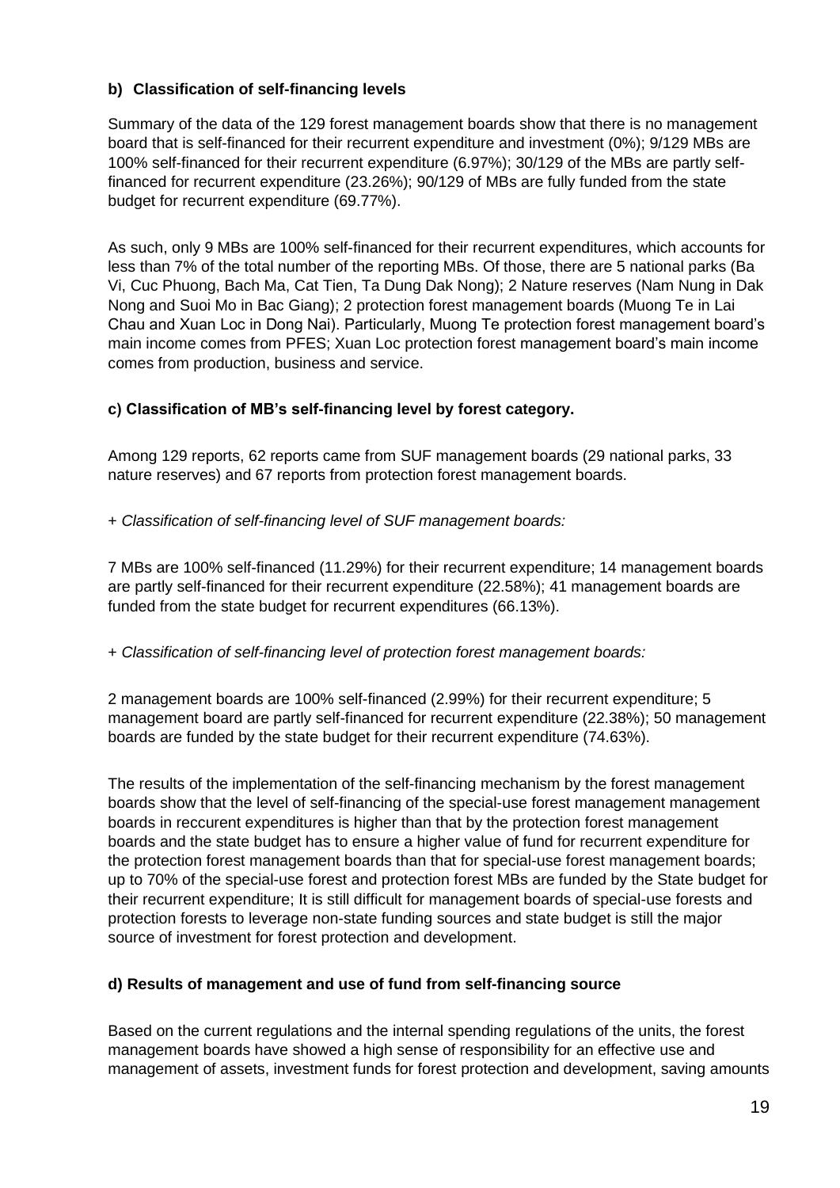### b) Classification of self-financing levels

Summary of the data of the 129 forest management boards show that there is no management board that is self-financed for their recurrent expenditure and investment (0%); 9/129 MBs are 100% self-financed for their recurrent expenditure (6.97%); 30/129 of the MBs are partly self-financed for recurrent expenditure (23.26%); 90/129 of MBs are fully funded from the state budget for recurrent expenditure (69.77%).

As such, only 9 MBs are 100% self-financed for their recurrent expenditures, which accounts for less than 7% of the total number of the reporting MBs. Of those, there are 5 national parks (Ba Vi, Cuc Phuong, Bach Ma, Cat Tien, Ta Dung Dak Nong); 2 Nature reserves (Nam Nung in Dak Nong and Suoi Mo in Bac Giang); 2 protection forest management boards (Muong Te in Lai Chau and Xuan Loc in Dong Nai). Particularly, Muong Te protection forest management board's main income comes from PFES; Xuan Loc protection forest management board's main income comes from production, business and service.

### c) Classification of MB's self-financing level by forest category.

Among 129 reports, 62 reports came from SUF management boards (29 national parks, 33 nature reserves) and 67 reports from protection forest management boards.

*+ Classification of self-financing level of SUF management boards:*

7 MBs are 100% self-financed (11.29%) for their recurrent expenditure; 14 management boards are partly self-financed for their recurrent expenditure (22.58%); 41 management boards are funded from the state budget for recurrent expenditures (66.13%).

*+ Classification of self-financing level of protection forest management boards:*

2 management boards are 100% self-financed (2.99%) for their recurrent expenditure; 5 management board are partly self-financed for recurrent expenditure (22.38%); 50 management boards are funded by the state budget for their recurrent expenditure (74.63%).

The results of the implementation of the self-financing mechanism by the forest management boards show that the level of self-financing of the special-use forest management management boards in reccurent expenditures is higher than that by the protection forest management boards and the state budget has to ensure a higher value of fund for recurrent expenditure for the protection forest management boards than that for special-use forest management boards; up to 70% of the special-use forest and protection forest MBs are funded by the State budget for their recurrent expenditure; It is still difficult for management boards of special-use forests and protection forests to leverage non-state funding sources and state budget is still the major source of investment for forest protection and development.

### d) Results of management and use of fund from self-financing source

Based on the current regulations and the internal spending regulations of the units, the forest management boards have showed a high sense of responsibility for an effective use and management of assets, investment funds for forest protection and development, saving amounts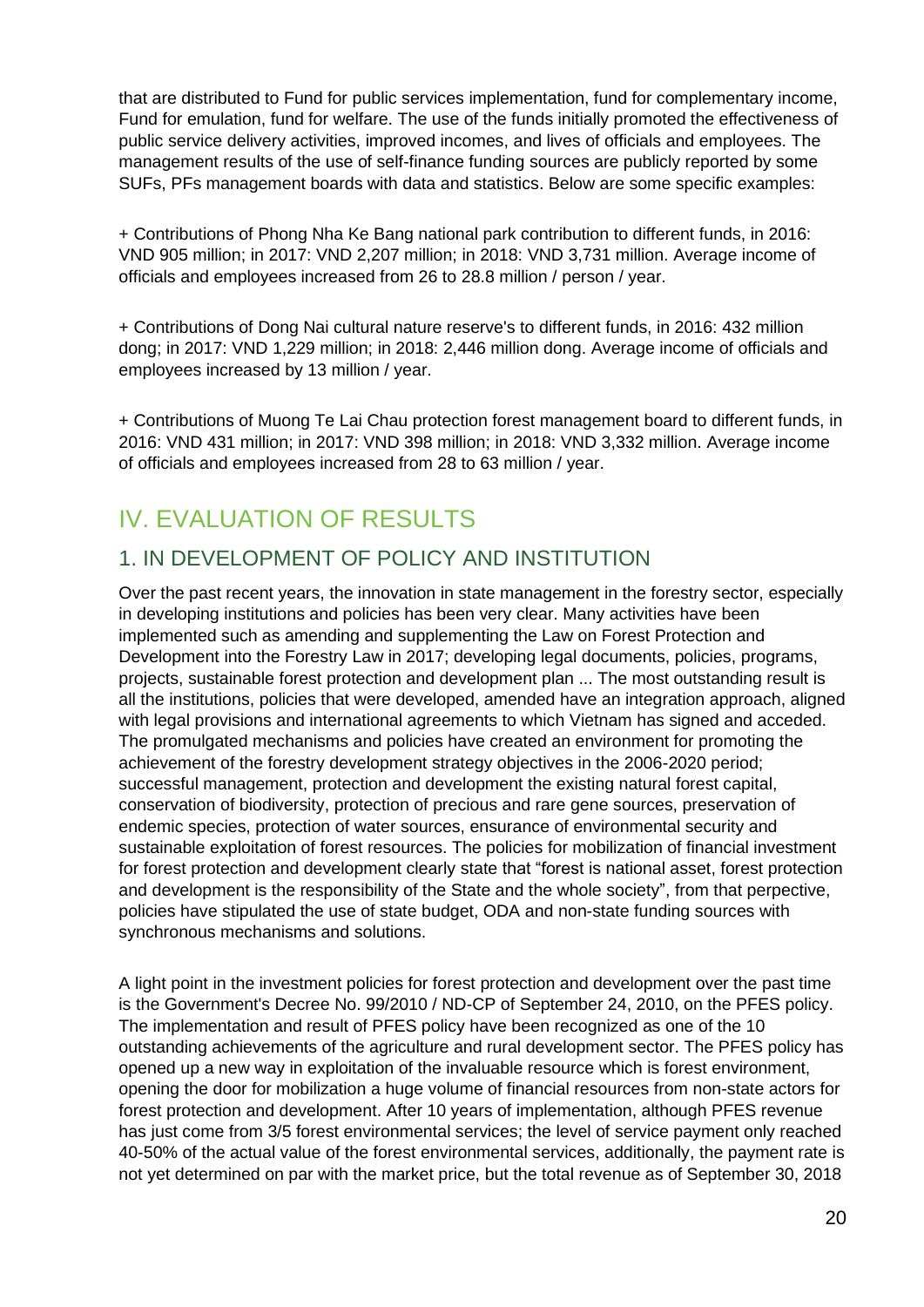that are distributed to Fund for public services implementation, fund for complementary income, Fund for emulation, fund for welfare. The use of the funds initially promoted the effectiveness of public service delivery activities, improved incomes, and lives of officials and employees. The management results of the use of self-finance funding sources are publicly reported by some SUFs, PFs management boards with data and statistics. Below are some specific examples:

+ Contributions of Phong Nha Ke Bang national park contribution to different funds, in 2016: VND 905 million; in 2017: VND 2,207 million; in 2018: VND 3,731 million. Average income of officials and employees increased from 26 to 28.8 million / person / year.

+ Contributions of Dong Nai cultural nature reserve's to different funds, in 2016: 432 million dong; in 2017: VND 1,229 million; in 2018: 2,446 million dong. Average income of officials and employees increased by 13 million / year.

+ Contributions of Muong Te Lai Chau protection forest management board to different funds, in 2016: VND 431 million; in 2017: VND 398 million; in 2018: VND 3,332 million. Average income of officials and employees increased from 28 to 63 million / year.

# IV. EVALUATION OF RESULTS

## 1. IN DEVELOPMENT OF POLICY AND INSTITUTION

Over the past recent years, the innovation in state management in the forestry sector, especially in developing institutions and policies has been very clear. Many activities have been implemented such as amending and supplementing the Law on Forest Protection and Development into the Forestry Law in 2017; developing legal documents, policies, programs, projects, sustainable forest protection and development plan ... The most outstanding result is all the institutions, policies that were developed, amended have an integration approach, aligned with legal provisions and international agreements to which Vietnam has signed and acceded. The promulgated mechanisms and policies have created an environment for promoting the achievement of the forestry development strategy objectives in the 2006-2020 period; successful management, protection and development the existing natural forest capital, conservation of biodiversity, protection of precious and rare gene sources, preservation of endemic species, protection of water sources, ensurance of environmental security and sustainable exploitation of forest resources. The policies for mobilization of financial investment for forest protection and development clearly state that "forest is national asset, forest protection and development is the responsibility of the State and the whole society", from that perpective, policies have stipulated the use of state budget, ODA and non-state funding sources with synchronous mechanisms and solutions.

A light point in the investment policies for forest protection and development over the past time is the Government's Decree No. 99/2010 / ND-CP of September 24, 2010, on the PFES policy. The implementation and result of PFES policy have been recognized as one of the 10 outstanding achievements of the agriculture and rural development sector. The PFES policy has opened up a new way in exploitation of the invaluable resource which is forest environment, opening the door for mobilization a huge volume of financial resources from non-state actors for forest protection and development. After 10 years of implementation, although PFES revenue has just come from 3/5 forest environmental services; the level of service payment only reached 40-50% of the actual value of the forest environmental services, additionally, the payment rate is not yet determined on par with the market price, but the total revenue as of September 30, 2018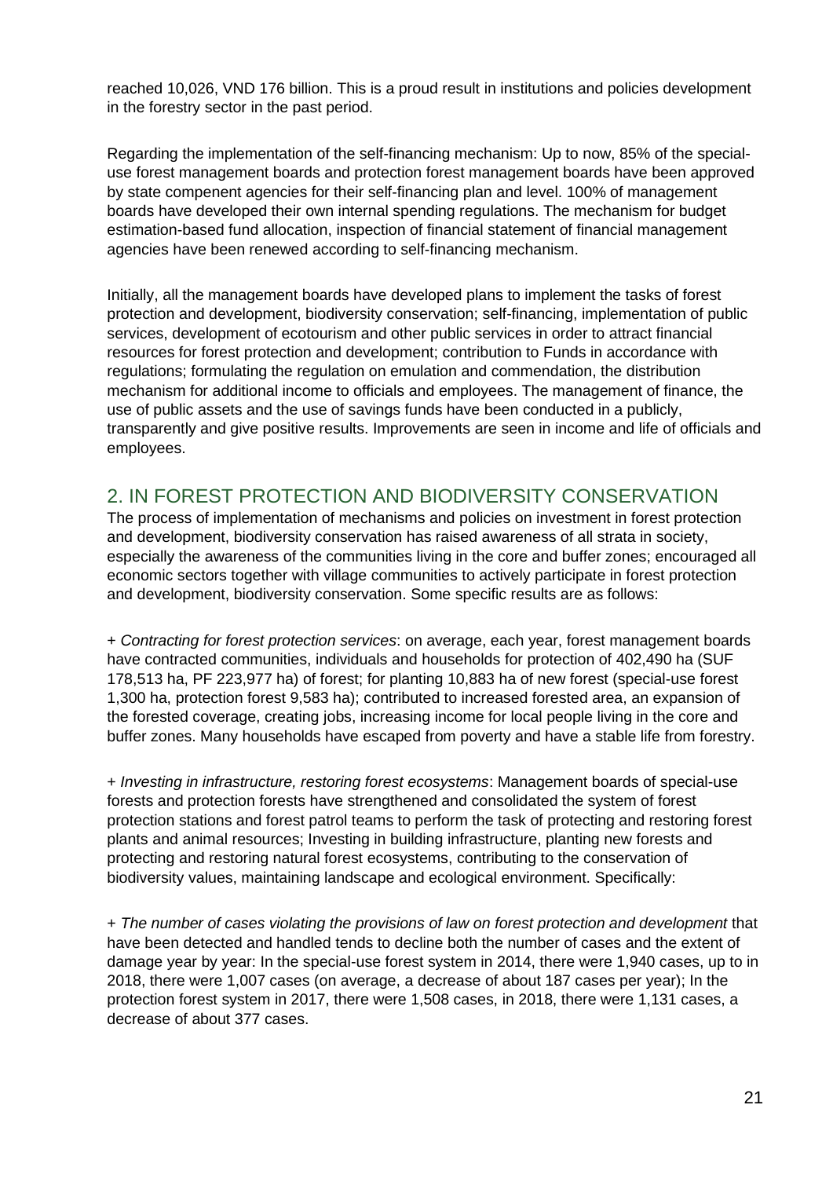reached 10,026, VND 176 billion. This is a proud result in institutions and policies development in the forestry sector in the past period.

Regarding the implementation of the self-financing mechanism: Up to now, 85% of the special-use forest management boards and protection forest management boards have been approved by state compenent agencies for their self-financing plan and level. 100% of management boards have developed their own internal spending regulations. The mechanism for budget estimation-based fund allocation, inspection of financial statement of financial management agencies have been renewed according to self-financing mechanism.

Initially, all the management boards have developed plans to implement the tasks of forest protection and development, biodiversity conservation; self-financing, implementation of public services, development of ecotourism and other public services in order to attract financial resources for forest protection and development; contribution to Funds in accordance with regulations; formulating the regulation on emulation and commendation, the distribution mechanism for additional income to officials and employees. The management of finance, the use of public assets and the use of savings funds have been conducted in a publicly, transparently and give positive results. Improvements are seen in income and life of officials and employees.

## 2. IN FOREST PROTECTION AND BIODIVERSITY CONSERVATION

The process of implementation of mechanisms and policies on investment in forest protection and development, biodiversity conservation has raised awareness of all strata in society, especially the awareness of the communities living in the core and buffer zones; encouraged all economic sectors together with village communities to actively participate in forest protection and development, biodiversity conservation. Some specific results are as follows:

+ *Contracting for forest protection services*: on average, each year, forest management boards have contracted communities, individuals and households for protection of 402,490 ha (SUF 178,513 ha, PF 223,977 ha) of forest; for planting 10,883 ha of new forest (special-use forest 1,300 ha, protection forest 9,583 ha); contributed to increased forested area, an expansion of the forested coverage, creating jobs, increasing income for local people living in the core and buffer zones. Many households have escaped from poverty and have a stable life from forestry.

+ *Investing in infrastructure, restoring forest ecosystems*: Management boards of special-use forests and protection forests have strengthened and consolidated the system of forest protection stations and forest patrol teams to perform the task of protecting and restoring forest plants and animal resources; Investing in building infrastructure, planting new forests and protecting and restoring natural forest ecosystems, contributing to the conservation of biodiversity values, maintaining landscape and ecological environment. Specifically:

+ *The number of cases violating the provisions of law on forest protection and development* that have been detected and handled tends to decline both the number of cases and the extent of damage year by year: In the special-use forest system in 2014, there were 1,940 cases, up to in 2018, there were 1,007 cases (on average, a decrease of about 187 cases per year); In the protection forest system in 2017, there were 1,508 cases, in 2018, there were 1,131 cases, a decrease of about 377 cases.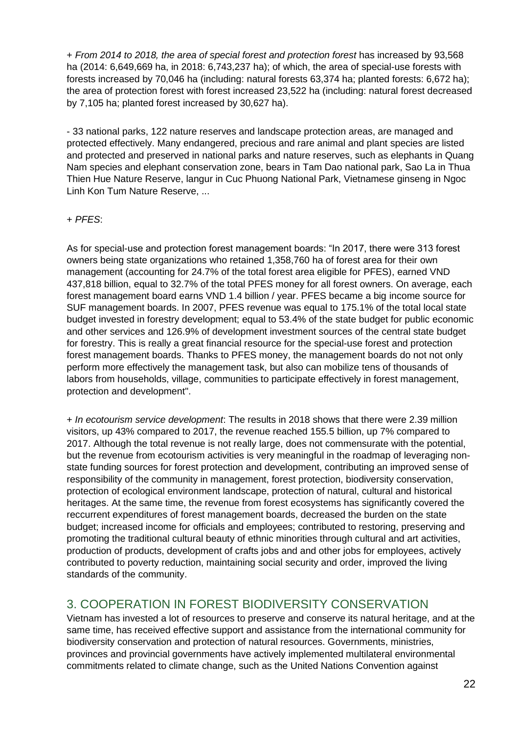+ *From 2014 to 2018, the area of special forest and protection forest* has increased by 93,568 ha (2014: 6,649,669 ha, in 2018: 6,743,237 ha); of which, the area of special-use forests with forests increased by 70,046 ha (including: natural forests 63,374 ha; planted forests: 6,672 ha); the area of protection forest with forest increased 23,522 ha (including: natural forest decreased by 7,105 ha; planted forest increased by 30,627 ha).

- 33 national parks, 122 nature reserves and landscape protection areas, are managed and protected effectively. Many endangered, precious and rare animal and plant species are listed and protected and preserved in national parks and nature reserves, such as elephants in Quang Nam species and elephant conservation zone, bears in Tam Dao national park, Sao La in Thua Thien Hue Nature Reserve, langur in Cuc Phuong National Park, Vietnamese ginseng in Ngoc Linh Kon Tum Nature Reserve, ...

+ *PFES*:

As for special-use and protection forest management boards: "In 2017, there were 313 forest owners being state organizations who retained 1,358,760 ha of forest area for their own management (accounting for 24.7% of the total forest area eligible for PFES), earned VND 437,818 billion, equal to 32.7% of the total PFES money for all forest owners. On average, each forest management board earns VND 1.4 billion / year. PFES became a big income source for SUF management boards. In 2007, PFES revenue was equal to 175.1% of the total local state budget invested in forestry development; equal to 53.4% of the state budget for public economic and other services and 126.9% of development investment sources of the central state budget for forestry. This is really a great financial resource for the special-use forest and protection forest management boards. Thanks to PFES money, the management boards do not not only perform more effectively the management task, but also can mobilize tens of thousands of labors from households, village, communities to participate effectively in forest management, protection and development".

+ *In ecotourism service development*: The results in 2018 shows that there were 2.39 million visitors, up 43% compared to 2017, the revenue reached 155.5 billion, up 7% compared to 2017. Although the total revenue is not really large, does not commensurate with the potential, but the revenue from ecotourism activities is very meaningful in the roadmap of leveraging non-state funding sources for forest protection and development, contributing an improved sense of responsibility of the community in management, forest protection, biodiversity conservation, protection of ecological environment landscape, protection of natural, cultural and historical heritages. At the same time, the revenue from forest ecosystems has significantly covered the reccurrent expenditures of forest management boards, decreased the burden on the state budget; increased income for officials and employees; contributed to restoring, preserving and promoting the traditional cultural beauty of ethnic minorities through cultural and art activities, production of products, development of crafts jobs and and other jobs for employees, actively contributed to poverty reduction, maintaining social security and order, improved the living standards of the community.

## 3. COOPERATION IN FOREST BIODIVERSITY CONSERVATION

Vietnam has invested a lot of resources to preserve and conserve its natural heritage, and at the same time, has received effective support and assistance from the international community for biodiversity conservation and protection of natural resources. Governments, ministries, provinces and provincial governments have actively implemented multilateral environmental commitments related to climate change, such as the United Nations Convention against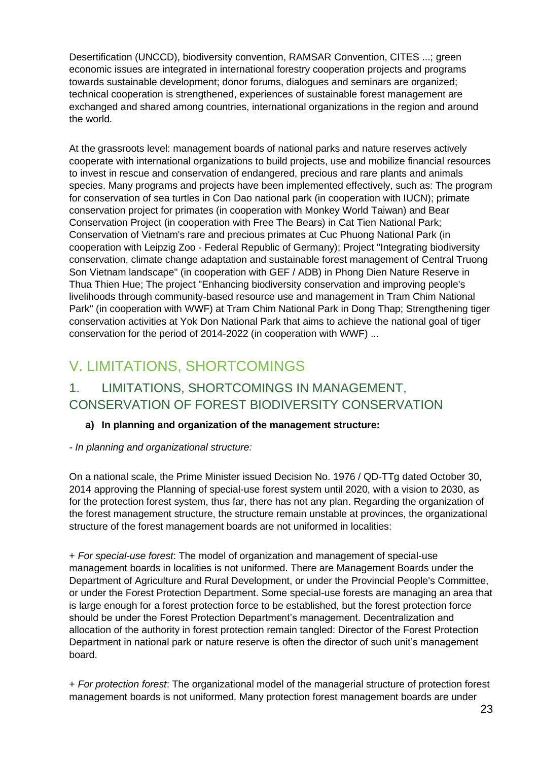Desertification (UNCCD), biodiversity convention, RAMSAR Convention, CITES ...; green economic issues are integrated in international forestry cooperation projects and programs towards sustainable development; donor forums, dialogues and seminars are organized; technical cooperation is strengthened, experiences of sustainable forest management are exchanged and shared among countries, international organizations in the region and around the world.

At the grassroots level: management boards of national parks and nature reserves actively cooperate with international organizations to build projects, use and mobilize financial resources to invest in rescue and conservation of endangered, precious and rare plants and animals species. Many programs and projects have been implemented effectively, such as: The program for conservation of sea turtles in Con Dao national park (in cooperation with IUCN); primate conservation project for primates (in cooperation with Monkey World Taiwan) and Bear Conservation Project (in cooperation with Free The Bears) in Cat Tien National Park; Conservation of Vietnam's rare and precious primates at Cuc Phuong National Park (in cooperation with Leipzig Zoo - Federal Republic of Germany); Project "Integrating biodiversity conservation, climate change adaptation and sustainable forest management of Central Truong Son Vietnam landscape" (in cooperation with GEF / ADB) in Phong Dien Nature Reserve in Thua Thien Hue; The project "Enhancing biodiversity conservation and improving people's livelihoods through community-based resource use and management in Tram Chim National Park" (in cooperation with WWF) at Tram Chim National Park in Dong Thap; Strengthening tiger conservation activities at Yok Don National Park that aims to achieve the national goal of tiger conservation for the period of 2014-2022 (in cooperation with WWF) ...

# V. LIMITATIONS, SHORTCOMINGS

## 1. LIMITATIONS, SHORTCOMINGS IN MANAGEMENT, CONSERVATION OF FOREST BIODIVERSITY CONSERVATION

**a) In planning and organization of the management structure:**

*- In planning and organizational structure:*

On a national scale, the Prime Minister issued Decision No. 1976 / QD-TTg dated October 30, 2014 approving the Planning of special-use forest system until 2020, with a vision to 2030, as for the protection forest system, thus far, there has not any plan. Regarding the organization of the forest management structure, the structure remain unstable at provinces, the organizational structure of the forest management boards are not uniformed in localities:

+ *For special-use forest*: The model of organization and management of special-use management boards in localities is not uniformed. There are Management Boards under the Department of Agriculture and Rural Development, or under the Provincial People's Committee, or under the Forest Protection Department. Some special-use forests are managing an area that is large enough for a forest protection force to be established, but the forest protection force should be under the Forest Protection Department's management. Decentralization and allocation of the authority in forest protection remain tangled: Director of the Forest Protection Department in national park or nature reserve is often the director of such unit's management board.

+ *For protection forest*: The organizational model of the managerial structure of protection forest management boards is not uniformed. Many protection forest management boards are under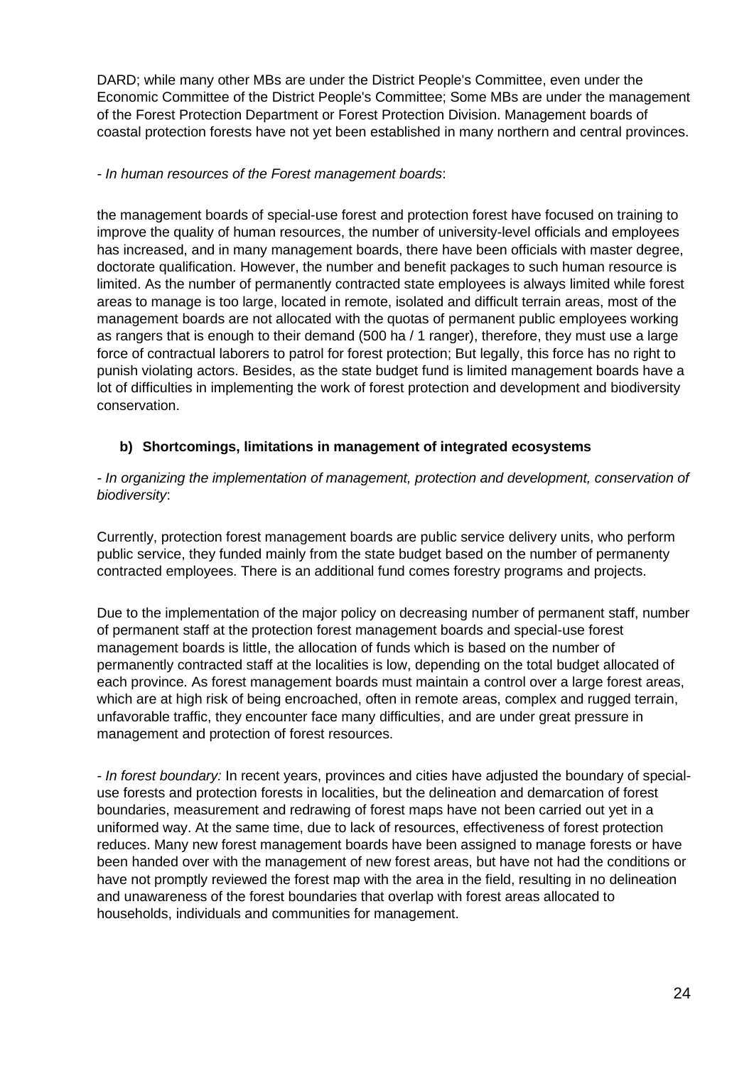DARD; while many other MBs are under the District People's Committee, even under the Economic Committee of the District People's Committee; Some MBs are under the management of the Forest Protection Department or Forest Protection Division. Management boards of coastal protection forests have not yet been established in many northern and central provinces.

*- In human resources of the Forest management boards*:

the management boards of special-use forest and protection forest have focused on training to improve the quality of human resources, the number of university-level officials and employees has increased, and in many management boards, there have been officials with master degree, doctorate qualification. However, the number and benefit packages to such human resource is limited. As the number of permanently contracted state employees is always limited while forest areas to manage is too large, located in remote, isolated and difficult terrain areas, most of the management boards are not allocated with the quotas of permanent public employees working as rangers that is enough to their demand (500 ha / 1 ranger), therefore, they must use a large force of contractual laborers to patrol for forest protection; But legally, this force has no right to punish violating actors. Besides, as the state budget fund is limited management boards have a lot of difficulties in implementing the work of forest protection and development and biodiversity conservation.

**b) Shortcomings, limitations in management of integrated ecosystems**

*- In organizing the implementation of management, protection and development, conservation of biodiversity*:

Currently, protection forest management boards are public service delivery units, who perform public service, they funded mainly from the state budget based on the number of permanenty contracted employees. There is an additional fund comes forestry programs and projects.

Due to the implementation of the major policy on decreasing number of permanent staff, number of permanent staff at the protection forest management boards and special-use forest management boards is little, the allocation of funds which is based on the number of permanently contracted staff at the localities is low, depending on the total budget allocated of each province. As forest management boards must maintain a control over a large forest areas, which are at high risk of being encroached, often in remote areas, complex and rugged terrain, unfavorable traffic, they encounter face many difficulties, and are under great pressure in management and protection of forest resources.

- *In forest boundary:* In recent years, provinces and cities have adjusted the boundary of special-use forests and protection forests in localities, but the delineation and demarcation of forest boundaries, measurement and redrawing of forest maps have not been carried out yet in a uniformed way. At the same time, due to lack of resources, effectiveness of forest protection reduces. Many new forest management boards have been assigned to manage forests or have been handed over with the management of new forest areas, but have not had the conditions or have not promptly reviewed the forest map with the area in the field, resulting in no delineation and unawareness of the forest boundaries that overlap with forest areas allocated to households, individuals and communities for management.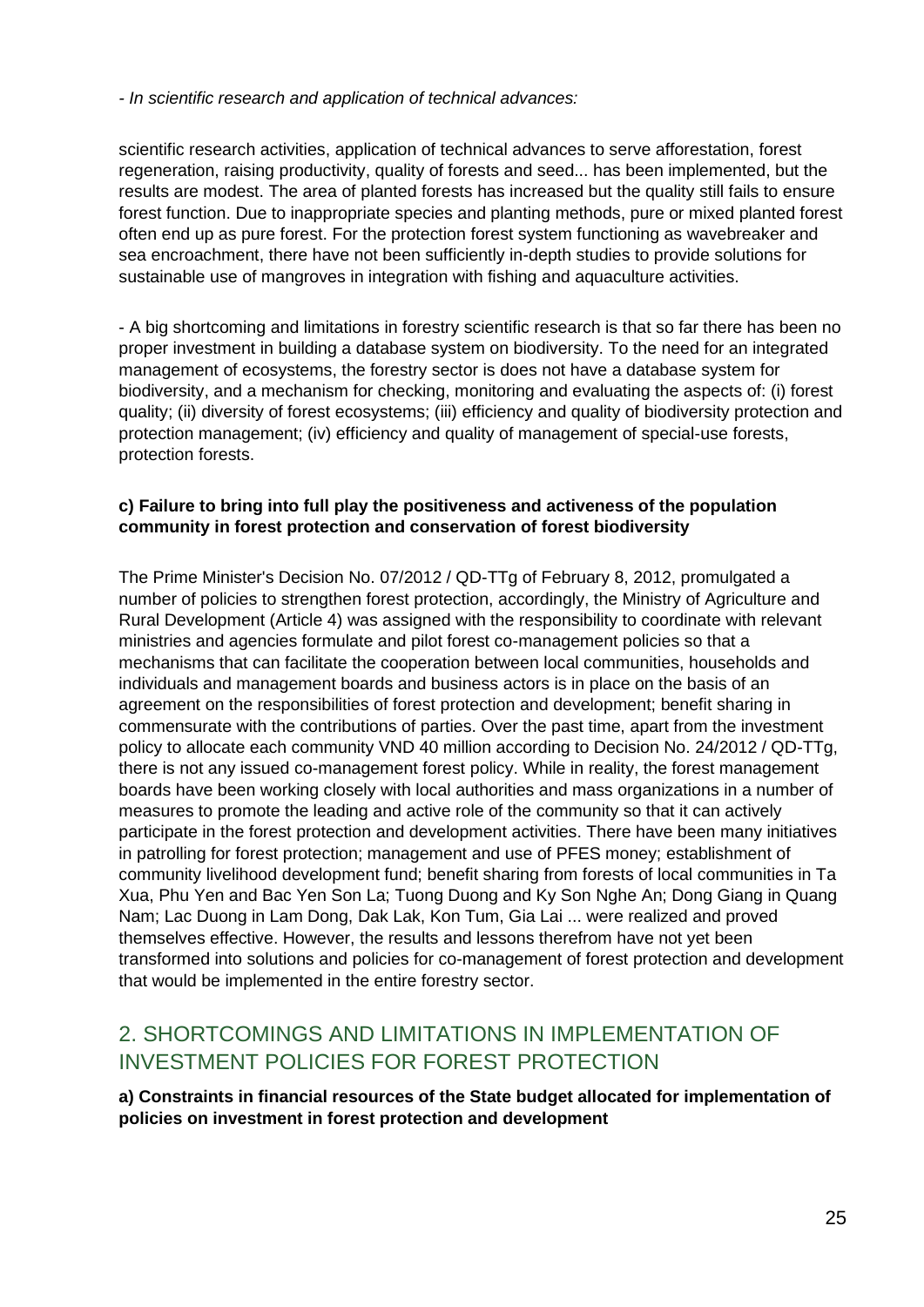*- In scientific research and application of technical advances:*

scientific research activities, application of technical advances to serve afforestation, forest regeneration, raising productivity, quality of forests and seed... has been implemented, but the results are modest. The area of planted forests has increased but the quality still fails to ensure forest function. Due to inappropriate species and planting methods, pure or mixed planted forest often end up as pure forest. For the protection forest system functioning as wavebreaker and sea encroachment, there have not been sufficiently in-depth studies to provide solutions for sustainable use of mangroves in integration with fishing and aquaculture activities.

- A big shortcoming and limitations in forestry scientific research is that so far there has been no proper investment in building a database system on biodiversity. To the need for an integrated management of ecosystems, the forestry sector is does not have a database system for biodiversity, and a mechanism for checking, monitoring and evaluating the aspects of: (i) forest quality; (ii) diversity of forest ecosystems; (iii) efficiency and quality of biodiversity protection and protection management; (iv) efficiency and quality of management of special-use forests, protection forests.

**c) Failure to bring into full play the positiveness and activeness of the population community in forest protection and conservation of forest biodiversity**

The Prime Minister's Decision No. 07/2012 / QD-TTg of February 8, 2012, promulgated a number of policies to strengthen forest protection, accordingly, the Ministry of Agriculture and Rural Development (Article 4) was assigned with the responsibility to coordinate with relevant ministries and agencies formulate and pilot forest co-management policies so that a mechanisms that can facilitate the cooperation between local communities, households and individuals and management boards and business actors is in place on the basis of an agreement on the responsibilities of forest protection and development; benefit sharing in commensurate with the contributions of parties. Over the past time, apart from the investment policy to allocate each community VND 40 million according to Decision No. 24/2012 / QD-TTg, there is not any issued co-management forest policy. While in reality, the forest management boards have been working closely with local authorities and mass organizations in a number of measures to promote the leading and active role of the community so that it can actively participate in the forest protection and development activities. There have been many initiatives in patrolling for forest protection; management and use of PFES money; establishment of community livelihood development fund; benefit sharing from forests of local communities in Ta Xua, Phu Yen and Bac Yen Son La; Tuong Duong and Ky Son Nghe An; Dong Giang in Quang Nam; Lac Duong in Lam Dong, Dak Lak, Kon Tum, Gia Lai ... were realized and proved themselves effective. However, the results and lessons therefrom have not yet been transformed into solutions and policies for co-management of forest protection and development that would be implemented in the entire forestry sector.

## 2. SHORTCOMINGS AND LIMITATIONS IN IMPLEMENTATION OF INVESTMENT POLICIES FOR FOREST PROTECTION

**a) Constraints in financial resources of the State budget allocated for implementation of policies on investment in forest protection and development**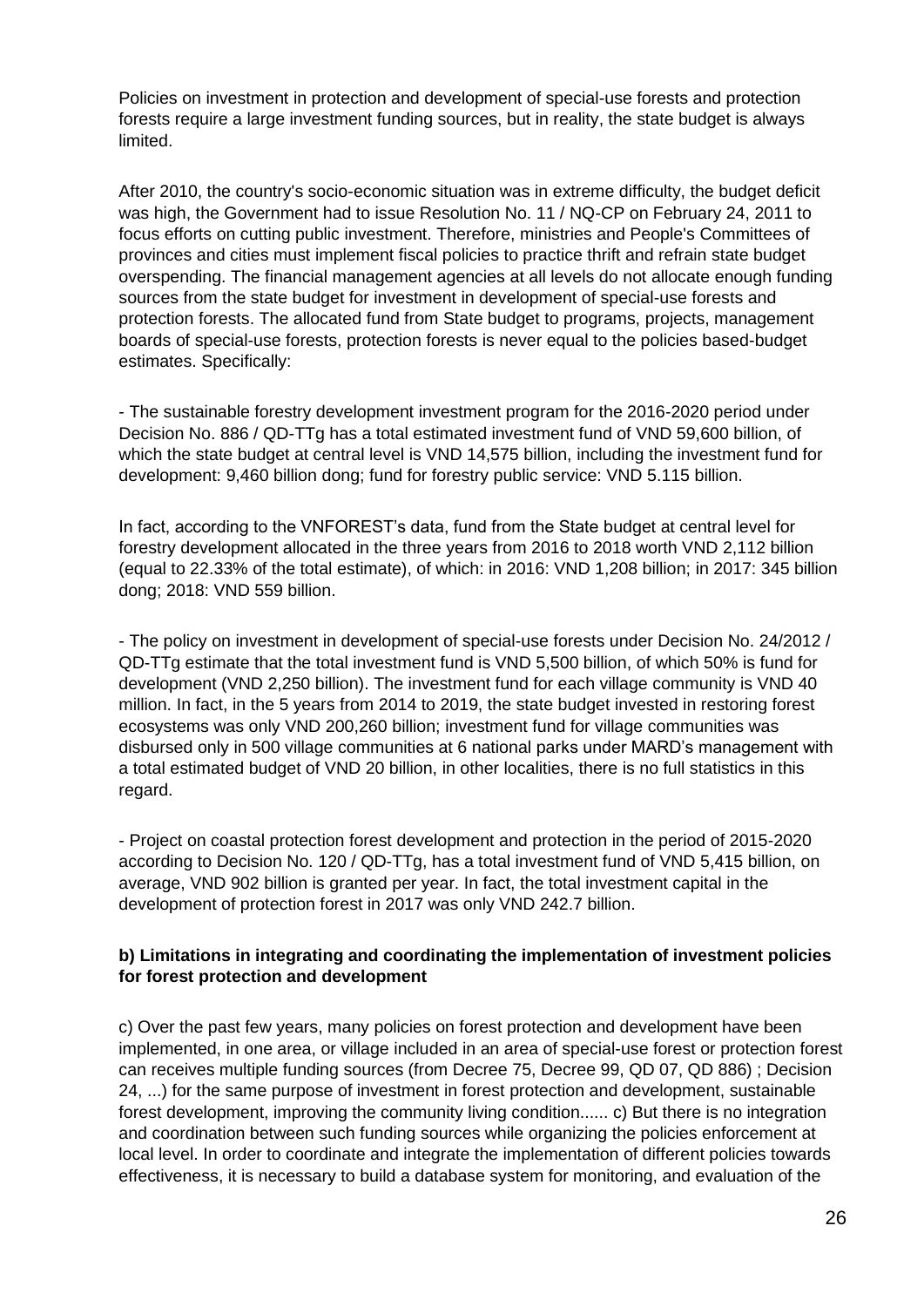Policies on investment in protection and development of special-use forests and protection forests require a large investment funding sources, but in reality, the state budget is always limited.

After 2010, the country's socio-economic situation was in extreme difficulty, the budget deficit was high, the Government had to issue Resolution No. 11 / NQ-CP on February 24, 2011 to focus efforts on cutting public investment. Therefore, ministries and People's Committees of provinces and cities must implement fiscal policies to practice thrift and refrain state budget overspending. The financial management agencies at all levels do not allocate enough funding sources from the state budget for investment in development of special-use forests and protection forests. The allocated fund from State budget to programs, projects, management boards of special-use forests, protection forests is never equal to the policies based-budget estimates. Specifically:

- The sustainable forestry development investment program for the 2016-2020 period under Decision No. 886 / QD-TTg has a total estimated investment fund of VND 59,600 billion, of which the state budget at central level is VND 14,575 billion, including the investment fund for development: 9,460 billion dong; fund for forestry public service: VND 5.115 billion.

In fact, according to the VNFOREST's data, fund from the State budget at central level for forestry development allocated in the three years from 2016 to 2018 worth VND 2,112 billion (equal to 22.33% of the total estimate), of which: in 2016: VND 1,208 billion; in 2017: 345 billion dong; 2018: VND 559 billion.

- The policy on investment in development of special-use forests under Decision No. 24/2012 / QD-TTg estimate that the total investment fund is VND 5,500 billion, of which 50% is fund for development (VND 2,250 billion). The investment fund for each village community is VND 40 million. In fact, in the 5 years from 2014 to 2019, the state budget invested in restoring forest ecosystems was only VND 200,260 billion; investment fund for village communities was disbursed only in 500 village communities at 6 national parks under MARD's management with a total estimated budget of VND 20 billion, in other localities, there is no full statistics in this regard.

- Project on coastal protection forest development and protection in the period of 2015-2020 according to Decision No. 120 / QD-TTg, has a total investment fund of VND 5,415 billion, on average, VND 902 billion is granted per year. In fact, the total investment capital in the development of protection forest in 2017 was only VND 242.7 billion.

**b) Limitations in integrating and coordinating the implementation of investment policies for forest protection and development**

c) Over the past few years, many policies on forest protection and development have been implemented, in one area, or village included in an area of special-use forest or protection forest can receives multiple funding sources (from Decree 75, Decree 99, QD 07, QD 886) ; Decision 24, ...) for the same purpose of investment in forest protection and development, sustainable forest development, improving the community living condition...... c) But there is no integration and coordination between such funding sources while organizing the policies enforcement at local level. In order to coordinate and integrate the implementation of different policies towards effectiveness, it is necessary to build a database system for monitoring, and evaluation of the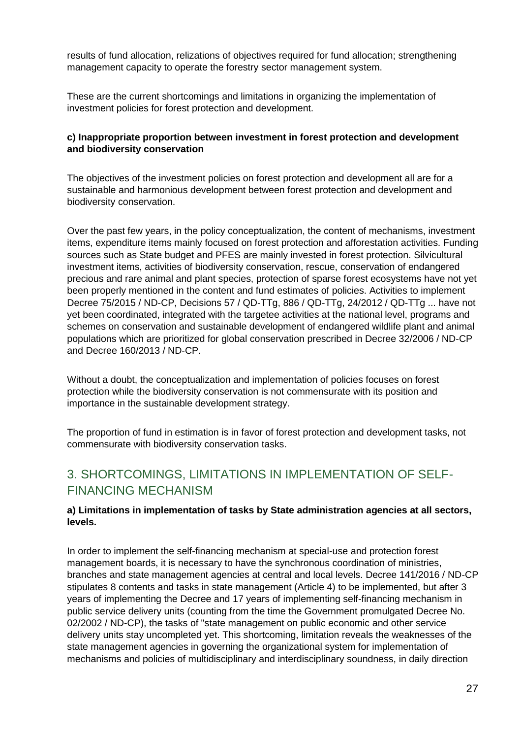results of fund allocation, relizations of objectives required for fund allocation; strengthening management capacity to operate the forestry sector management system.

These are the current shortcomings and limitations in organizing the implementation of investment policies for forest protection and development.

**c) Inappropriate proportion between investment in forest protection and development and biodiversity conservation**

The objectives of the investment policies on forest protection and development all are for a sustainable and harmonious development between forest protection and development and biodiversity conservation.

Over the past few years, in the policy conceptualization, the content of mechanisms, investment items, expenditure items mainly focused on forest protection and afforestation activities. Funding sources such as State budget and PFES are mainly invested in forest protection. Silvicultural investment items, activities of biodiversity conservation, rescue, conservation of endangered precious and rare animal and plant species, protection of sparse forest ecosystems have not yet been properly mentioned in the content and fund estimates of policies. Activities to implement Decree 75/2015 / ND-CP, Decisions 57 / QD-TTg, 886 / QD-TTg, 24/2012 / QD-TTg ... have not yet been coordinated, integrated with the targetee activities at the national level, programs and schemes on conservation and sustainable development of endangered wildlife plant and animal populations which are prioritized for global conservation prescribed in Decree 32/2006 / ND-CP and Decree 160/2013 / ND-CP.

Without a doubt, the conceptualization and implementation of policies focuses on forest protection while the biodiversity conservation is not commensurate with its position and importance in the sustainable development strategy.

The proportion of fund in estimation is in favor of forest protection and development tasks, not commensurate with biodiversity conservation tasks.

## 3. SHORTCOMINGS, LIMITATIONS IN IMPLEMENTATION OF SELF-FINANCING MECHANISM

**a) Limitations in implementation of tasks by State administration agencies at all sectors, levels.**

In order to implement the self-financing mechanism at special-use and protection forest management boards, it is necessary to have the synchronous coordination of ministries, branches and state management agencies at central and local levels. Decree 141/2016 / ND-CP stipulates 8 contents and tasks in state management (Article 4) to be implemented, but after 3 years of implementing the Decree and 17 years of implementing self-financing mechanism in public service delivery units (counting from the time the Government promulgated Decree No. 02/2002 / ND-CP), the tasks of "state management on public economic and other service delivery units stay uncompleted yet. This shortcoming, limitation reveals the weaknesses of the state management agencies in governing the organizational system for implementation of mechanisms and policies of multidisciplinary and interdisciplinary soundness, in daily direction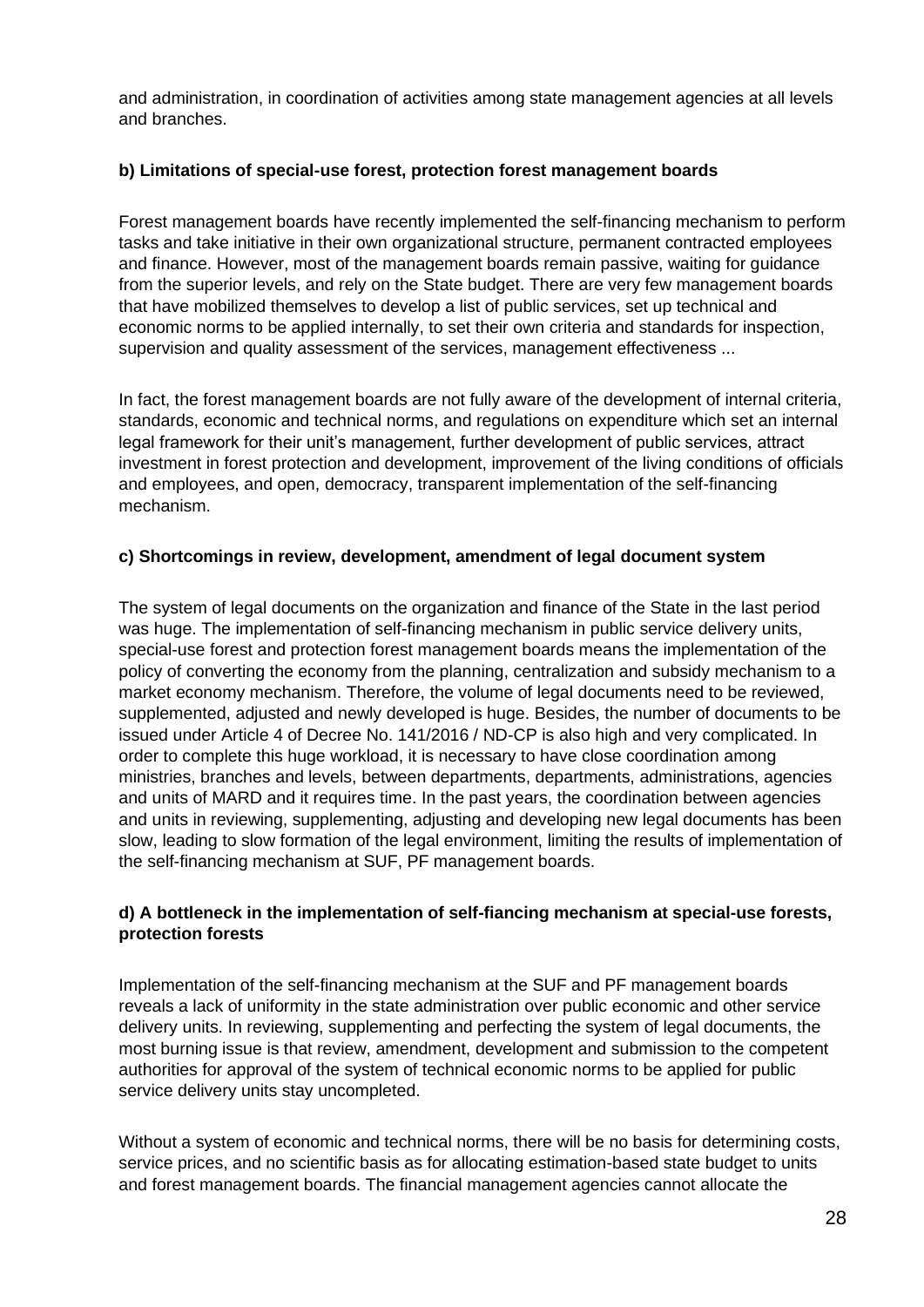and administration, in coordination of activities among state management agencies at all levels and branches.

**b) Limitations of special-use forest, protection forest management boards**

Forest management boards have recently implemented the self-financing mechanism to perform tasks and take initiative in their own organizational structure, permanent contracted employees and finance. However, most of the management boards remain passive, waiting for guidance from the superior levels, and rely on the State budget. There are very few management boards that have mobilized themselves to develop a list of public services, set up technical and economic norms to be applied internally, to set their own criteria and standards for inspection, supervision and quality assessment of the services, management effectiveness ...

In fact, the forest management boards are not fully aware of the development of internal criteria, standards, economic and technical norms, and regulations on expenditure which set an internal legal framework for their unit's management, further development of public services, attract investment in forest protection and development, improvement of the living conditions of officials and employees, and open, democracy, transparent implementation of the self-financing mechanism.

**c) Shortcomings in review, development, amendment of legal document system**

The system of legal documents on the organization and finance of the State in the last period was huge. The implementation of self-financing mechanism in public service delivery units, special-use forest and protection forest management boards means the implementation of the policy of converting the economy from the planning, centralization and subsidy mechanism to a market economy mechanism. Therefore, the volume of legal documents need to be reviewed, supplemented, adjusted and newly developed is huge. Besides, the number of documents to be issued under Article 4 of Decree No. 141/2016 / ND-CP is also high and very complicated. In order to complete this huge workload, it is necessary to have close coordination among ministries, branches and levels, between departments, departments, administrations, agencies and units of MARD and it requires time. In the past years, the coordination between agencies and units in reviewing, supplementing, adjusting and developing new legal documents has been slow, leading to slow formation of the legal environment, limiting the results of implementation of the self-financing mechanism at SUF, PF management boards.

**d) A bottleneck in the implementation of self-fiancing mechanism at special-use forests, protection forests**

Implementation of the self-financing mechanism at the SUF and PF management boards reveals a lack of uniformity in the state administration over public economic and other service delivery units. In reviewing, supplementing and perfecting the system of legal documents, the most burning issue is that review, amendment, development and submission to the competent authorities for approval of the system of technical economic norms to be applied for public service delivery units stay uncompleted.

Without a system of economic and technical norms, there will be no basis for determining costs, service prices, and no scientific basis as for allocating estimation-based state budget to units and forest management boards. The financial management agencies cannot allocate the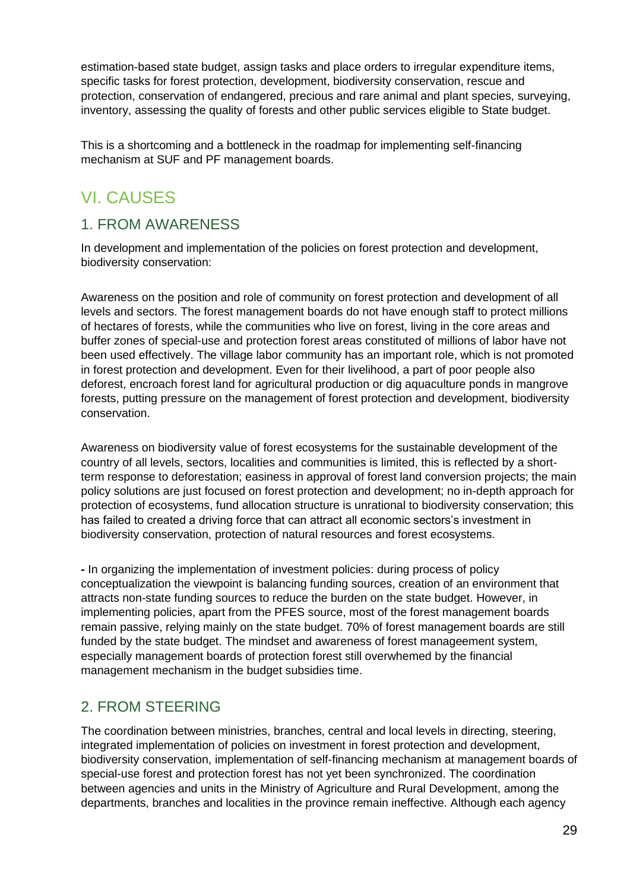estimation-based state budget, assign tasks and place orders to irregular expenditure items, specific tasks for forest protection, development, biodiversity conservation, rescue and protection, conservation of endangered, precious and rare animal and plant species, surveying, inventory, assessing the quality of forests and other public services eligible to State budget.

This is a shortcoming and a bottleneck in the roadmap for implementing self-financing mechanism at SUF and PF management boards.

# VI. CAUSES

## 1. FROM AWARENESS

In development and implementation of the policies on forest protection and development, biodiversity conservation:

Awareness on the position and role of community on forest protection and development of all levels and sectors. The forest management boards do not have enough staff to protect millions of hectares of forests, while the communities who live on forest, living in the core areas and buffer zones of special-use and protection forest areas constituted of millions of labor have not been used effectively. The village labor community has an important role, which is not promoted in forest protection and development. Even for their livelihood, a part of poor people also deforest, encroach forest land for agricultural production or dig aquaculture ponds in mangrove forests, putting pressure on the management of forest protection and development, biodiversity conservation.

Awareness on biodiversity value of forest ecosystems for the sustainable development of the country of all levels, sectors, localities and communities is limited, this is reflected by a short-term response to deforestation; easiness in approval of forest land conversion projects; the main policy solutions are just focused on forest protection and development; no in-depth approach for protection of ecosystems, fund allocation structure is unrational to biodiversity conservation; this has failed to created a driving force that can attract all economic sectors's investment in biodiversity conservation, protection of natural resources and forest ecosystems.

- In organizing the implementation of investment policies: during process of policy conceptualization the viewpoint is balancing funding sources, creation of an environment that attracts non-state funding sources to reduce the burden on the state budget. However, in implementing policies, apart from the PFES source, most of the forest management boards remain passive, relying mainly on the state budget. 70% of forest management boards are still funded by the state budget. The mindset and awareness of forest manageement system, especially management boards of protection forest still overwhemed by the financial management mechanism in the budget subsidies time.

## 2. FROM STEERING

The coordination between ministries, branches, central and local levels in directing, steering, integrated implementation of policies on investment in forest protection and development, biodiversity conservation, implementation of self-financing mechanism at management boards of special-use forest and protection forest has not yet been synchronized. The coordination between agencies and units in the Ministry of Agriculture and Rural Development, among the departments, branches and localities in the province remain ineffective. Although each agency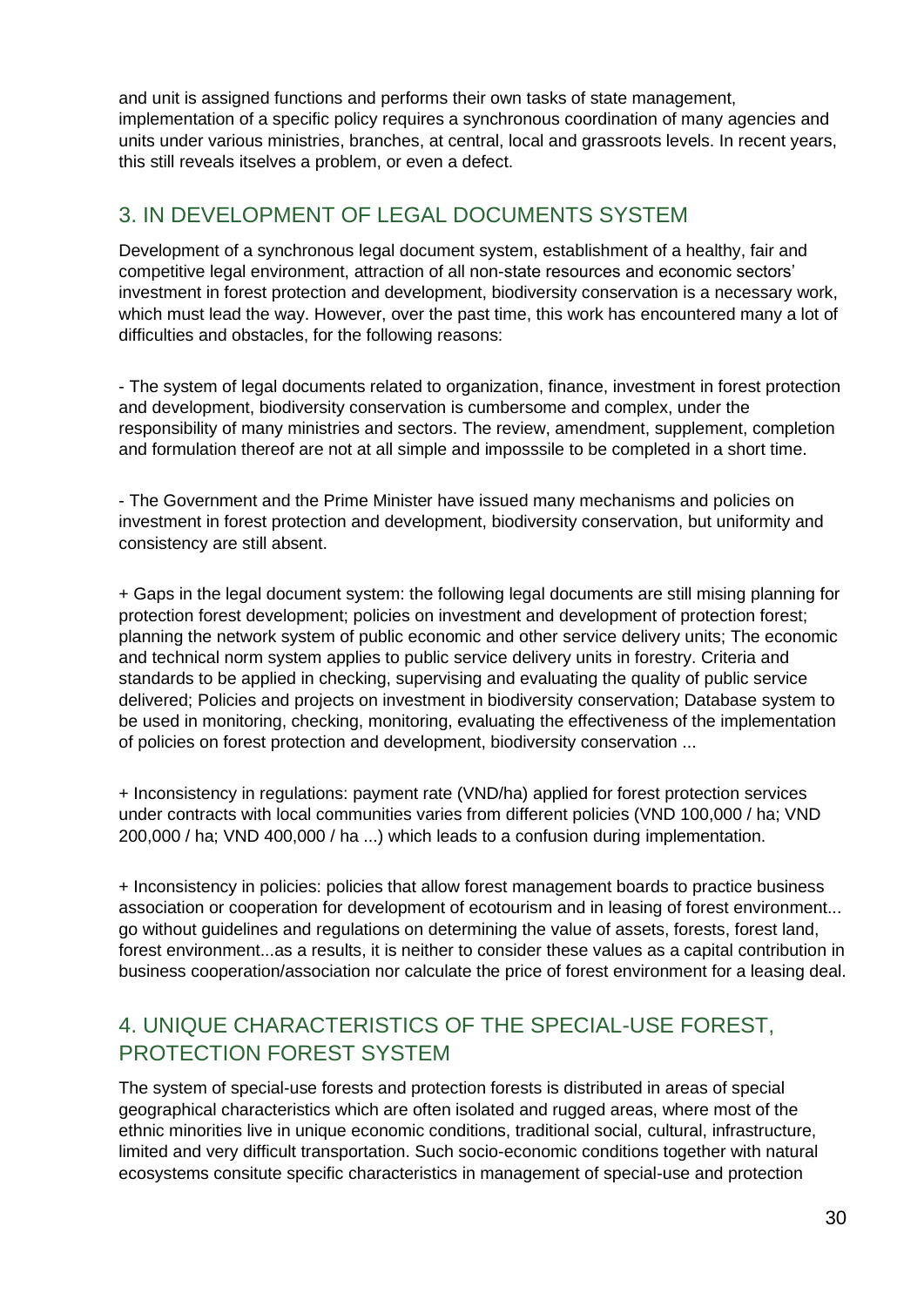and unit is assigned functions and performs their own tasks of state management, implementation of a specific policy requires a synchronous coordination of many agencies and units under various ministries, branches, at central, local and grassroots levels. In recent years, this still reveals itselves a problem, or even a defect.

## 3. IN DEVELOPMENT OF LEGAL DOCUMENTS SYSTEM

Development of a synchronous legal document system, establishment of a healthy, fair and competitive legal environment, attraction of all non-state resources and economic sectors' investment in forest protection and development, biodiversity conservation is a necessary work, which must lead the way. However, over the past time, this work has encountered many a lot of difficulties and obstacles, for the following reasons:

- The system of legal documents related to organization, finance, investment in forest protection and development, biodiversity conservation is cumbersome and complex, under the responsibility of many ministries and sectors. The review, amendment, supplement, completion and formulation thereof are not at all simple and imposssile to be completed in a short time.

- The Government and the Prime Minister have issued many mechanisms and policies on investment in forest protection and development, biodiversity conservation, but uniformity and consistency are still absent.

+ Gaps in the legal document system: the following legal documents are still mising planning for protection forest development; policies on investment and development of protection forest; planning the network system of public economic and other service delivery units; The economic and technical norm system applies to public service delivery units in forestry. Criteria and standards to be applied in checking, supervising and evaluating the quality of public service delivered; Policies and projects on investment in biodiversity conservation; Database system to be used in monitoring, checking, monitoring, evaluating the effectiveness of the implementation of policies on forest protection and development, biodiversity conservation ...

+ Inconsistency in regulations: payment rate (VND/ha) applied for forest protection services under contracts with local communities varies from different policies (VND 100,000 / ha; VND 200,000 / ha; VND 400,000 / ha ...) which leads to a confusion during implementation.

+ Inconsistency in policies: policies that allow forest management boards to practice business association or cooperation for development of ecotourism and in leasing of forest environment... go without guidelines and regulations on determining the value of assets, forests, forest land, forest environment...as a results, it is neither to consider these values as a capital contribution in business cooperation/association nor calculate the price of forest environment for a leasing deal.

## 4. UNIQUE CHARACTERISTICS OF THE SPECIAL-USE FOREST, PROTECTION FOREST SYSTEM

The system of special-use forests and protection forests is distributed in areas of special geographical characteristics which are often isolated and rugged areas, where most of the ethnic minorities live in unique economic conditions, traditional social, cultural, infrastructure, limited and very difficult transportation. Such socio-economic conditions together with natural ecosystems consitute specific characteristics in management of special-use and protection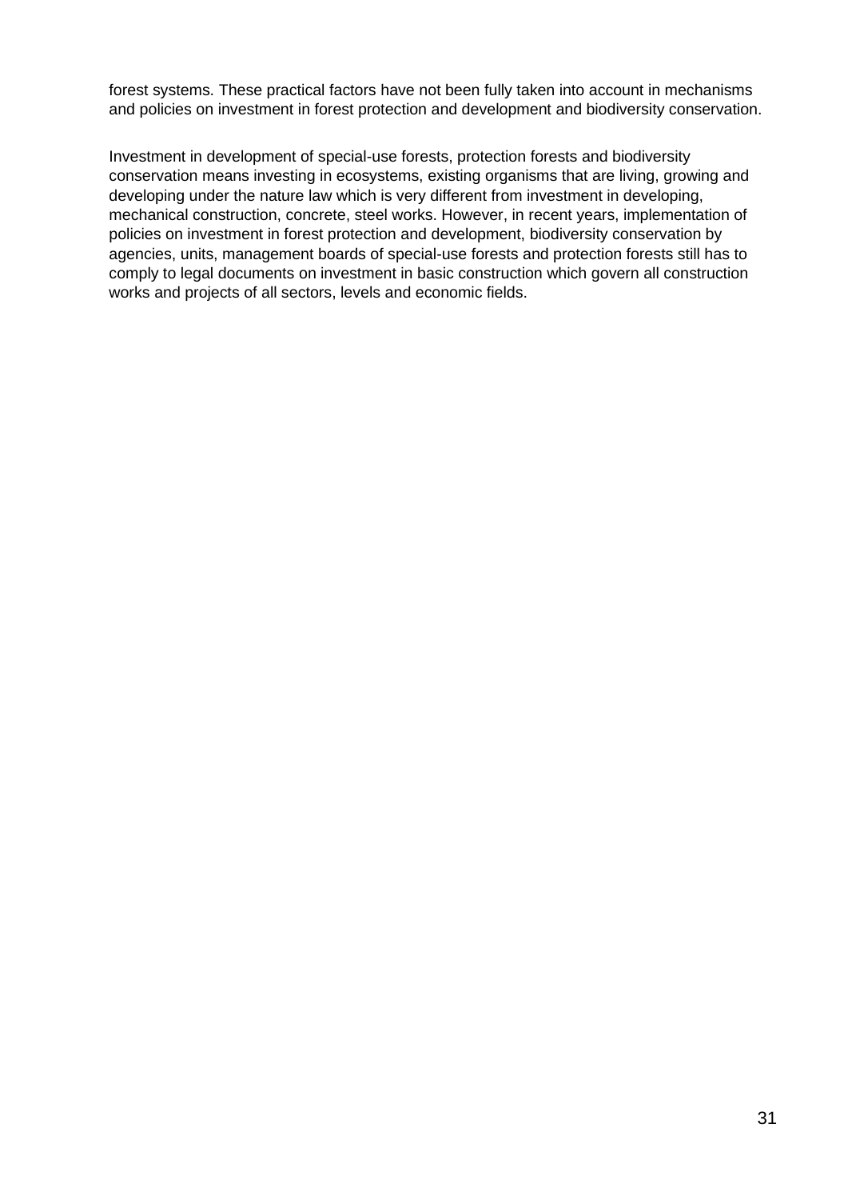forest systems. These practical factors have not been fully taken into account in mechanisms and policies on investment in forest protection and development and biodiversity conservation.

Investment in development of special-use forests, protection forests and biodiversity conservation means investing in ecosystems, existing organisms that are living, growing and developing under the nature law which is very different from investment in developing, mechanical construction, concrete, steel works. However, in recent years, implementation of policies on investment in forest protection and development, biodiversity conservation by agencies, units, management boards of special-use forests and protection forests still has to comply to legal documents on investment in basic construction which govern all construction works and projects of all sectors, levels and economic fields.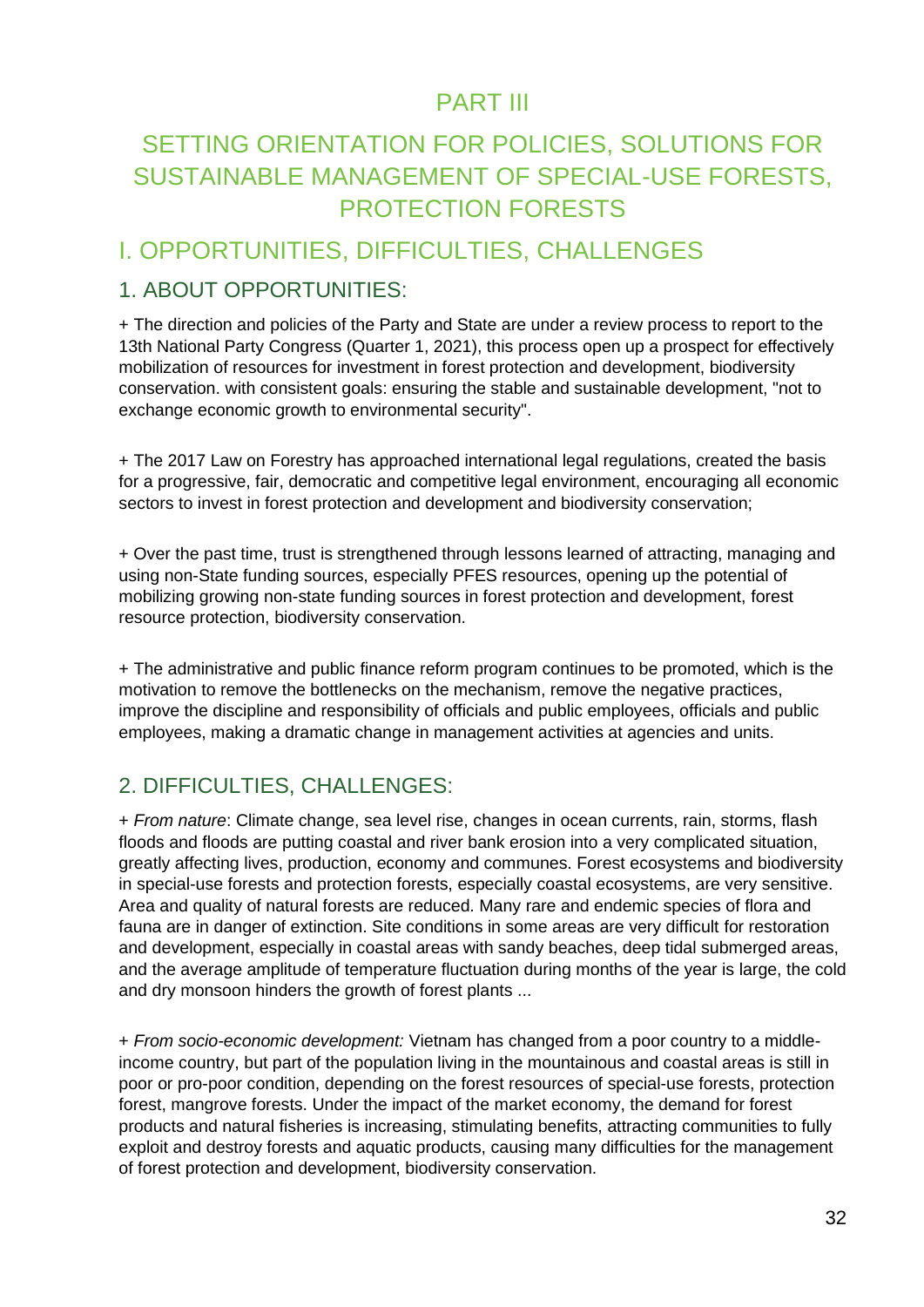# PART III

# SETTING ORIENTATION FOR POLICIES, SOLUTIONS FOR SUSTAINABLE MANAGEMENT OF SPECIAL-USE FORESTS, PROTECTION FORESTS

## I. OPPORTUNITIES, DIFFICULTIES, CHALLENGES

### 1. ABOUT OPPORTUNITIES:

+ The direction and policies of the Party and State are under a review process to report to the 13th National Party Congress (Quarter 1, 2021), this process open up a prospect for effectively mobilization of resources for investment in forest protection and development, biodiversity conservation. with consistent goals: ensuring the stable and sustainable development, "not to exchange economic growth to environmental security".

+ The 2017 Law on Forestry has approached international legal regulations, created the basis for a progressive, fair, democratic and competitive legal environment, encouraging all economic sectors to invest in forest protection and development and biodiversity conservation;

+ Over the past time, trust is strengthened through lessons learned of attracting, managing and using non-State funding sources, especially PFES resources, opening up the potential of mobilizing growing non-state funding sources in forest protection and development, forest resource protection, biodiversity conservation.

+ The administrative and public finance reform program continues to be promoted, which is the motivation to remove the bottlenecks on the mechanism, remove the negative practices, improve the discipline and responsibility of officials and public employees, officials and public employees, making a dramatic change in management activities at agencies and units.

### 2. DIFFICULTIES, CHALLENGES:

+ *From nature*: Climate change, sea level rise, changes in ocean currents, rain, storms, flash floods and floods are putting coastal and river bank erosion into a very complicated situation, greatly affecting lives, production, economy and communes. Forest ecosystems and biodiversity in special-use forests and protection forests, especially coastal ecosystems, are very sensitive. Area and quality of natural forests are reduced. Many rare and endemic species of flora and fauna are in danger of extinction. Site conditions in some areas are very difficult for restoration and development, especially in coastal areas with sandy beaches, deep tidal submerged areas, and the average amplitude of temperature fluctuation during months of the year is large, the cold and dry monsoon hinders the growth of forest plants ...

+ *From socio-economic development:* Vietnam has changed from a poor country to a middle-income country, but part of the population living in the mountainous and coastal areas is still in poor or pro-poor condition, depending on the forest resources of special-use forests, protection forest, mangrove forests. Under the impact of the market economy, the demand for forest products and natural fisheries is increasing, stimulating benefits, attracting communities to fully exploit and destroy forests and aquatic products, causing many difficulties for the management of forest protection and development, biodiversity conservation.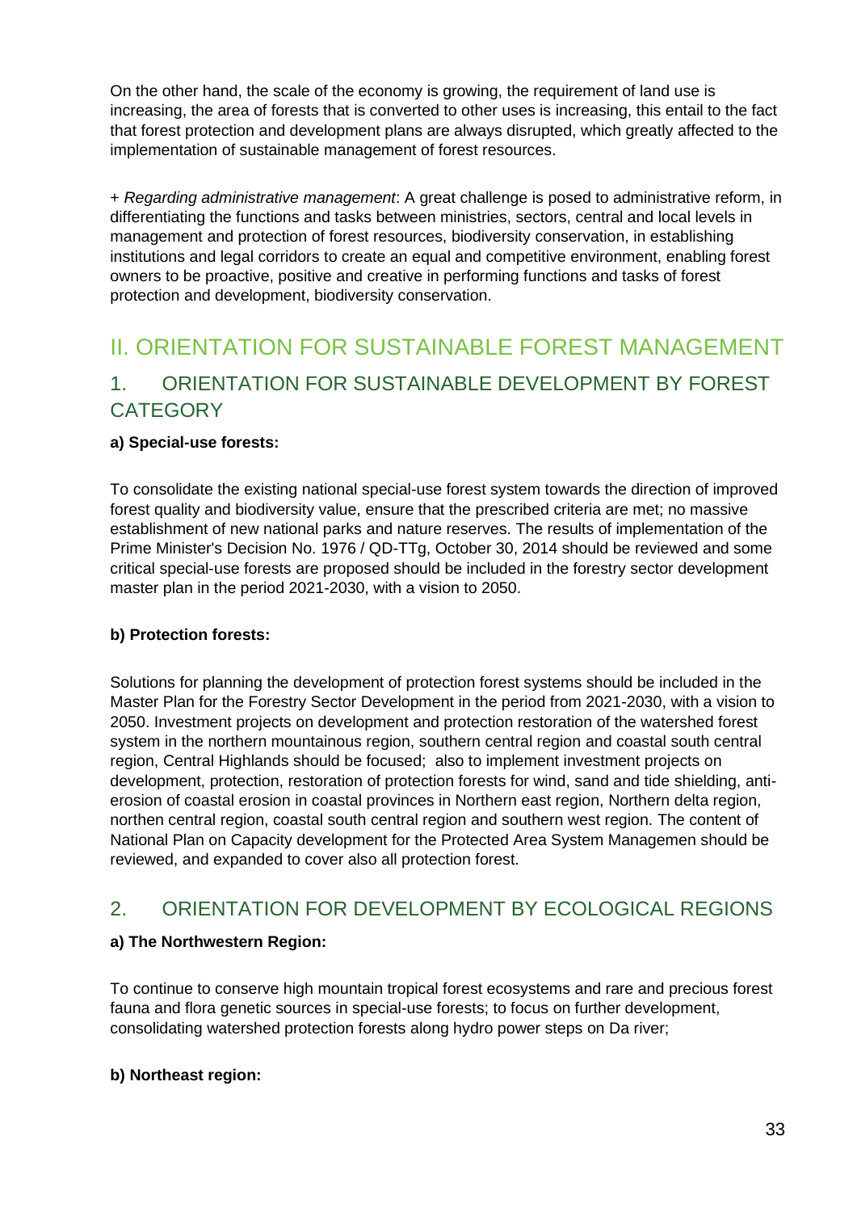On the other hand, the scale of the economy is growing, the requirement of land use is increasing, the area of forests that is converted to other uses is increasing, this entail to the fact that forest protection and development plans are always disrupted, which greatly affected to the implementation of sustainable management of forest resources.

+ *Regarding administrative management*: A great challenge is posed to administrative reform, in differentiating the functions and tasks between ministries, sectors, central and local levels in management and protection of forest resources, biodiversity conservation, in establishing institutions and legal corridors to create an equal and competitive environment, enabling forest owners to be proactive, positive and creative in performing functions and tasks of forest protection and development, biodiversity conservation.

# II. ORIENTATION FOR SUSTAINABLE FOREST MANAGEMENT

## 1. ORIENTATION FOR SUSTAINABLE DEVELOPMENT BY FOREST CATEGORY

**a) Special-use forests:**

To consolidate the existing national special-use forest system towards the direction of improved forest quality and biodiversity value, ensure that the prescribed criteria are met; no massive establishment of new national parks and nature reserves. The results of implementation of the Prime Minister's Decision No. 1976 / QD-TTg, October 30, 2014 should be reviewed and some critical special-use forests are proposed should be included in the forestry sector development master plan in the period 2021-2030, with a vision to 2050.

**b) Protection forests:**

Solutions for planning the development of protection forest systems should be included in the Master Plan for the Forestry Sector Development in the period from 2021-2030, with a vision to 2050. Investment projects on development and protection restoration of the watershed forest system in the northern mountainous region, southern central region and coastal south central region, Central Highlands should be focused;  also to implement investment projects on development, protection, restoration of protection forests for wind, sand and tide shielding, anti-erosion of coastal erosion in coastal provinces in Northern east region, Northern delta region, northen central region, coastal south central region and southern west region. The content of National Plan on Capacity development for the Protected Area System Managemen should be reviewed, and expanded to cover also all protection forest.

## 2. ORIENTATION FOR DEVELOPMENT BY ECOLOGICAL REGIONS

**a) The Northwestern Region:**

To continue to conserve high mountain tropical forest ecosystems and rare and precious forest fauna and flora genetic sources in special-use forests; to focus on further development, consolidating watershed protection forests along hydro power steps on Da river;

**b) Northeast region:**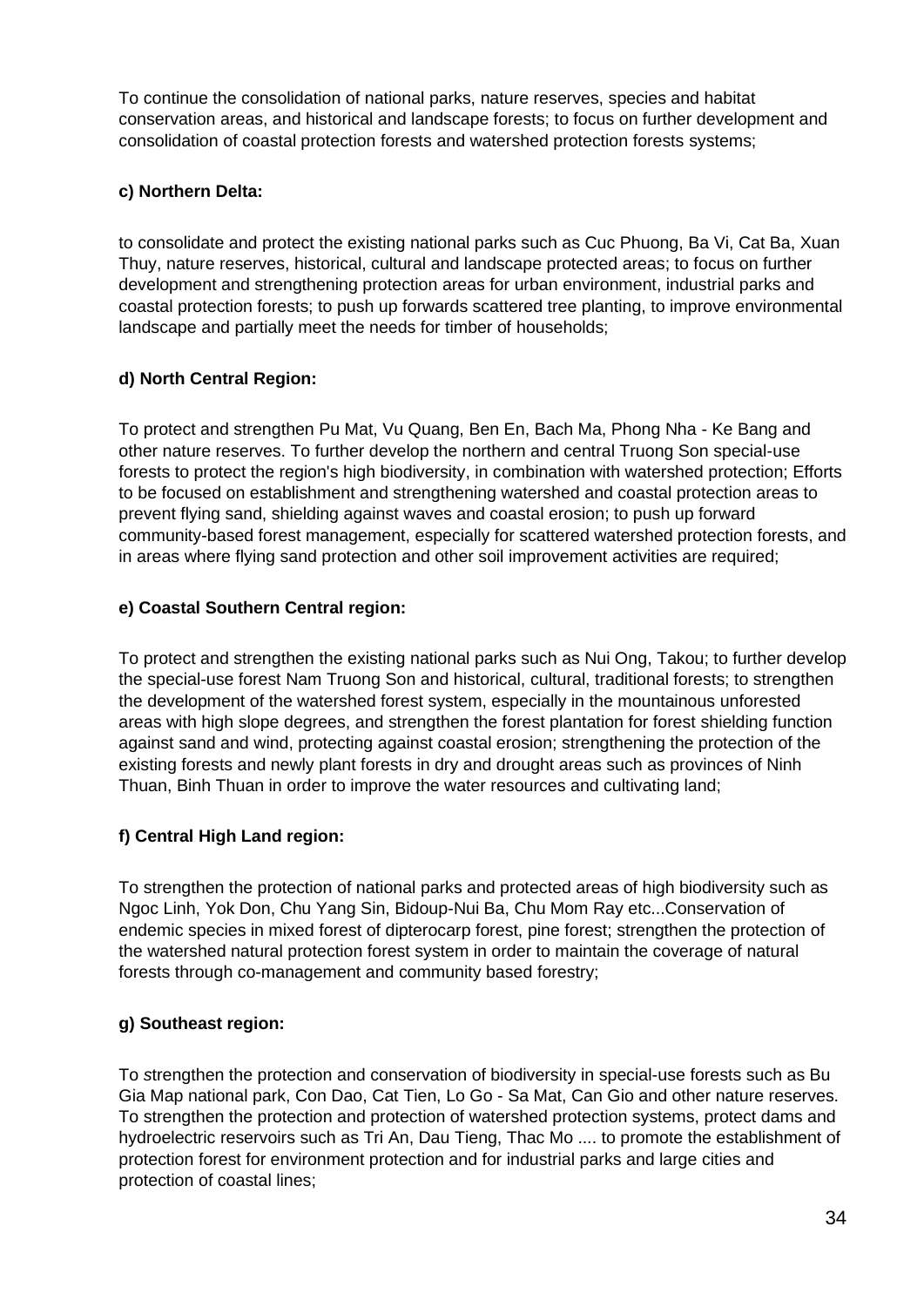To continue the consolidation of national parks, nature reserves, species and habitat conservation areas, and historical and landscape forests; to focus on further development and consolidation of coastal protection forests and watershed protection forests systems;

**c) Northern Delta:**

to consolidate and protect the existing national parks such as Cuc Phuong, Ba Vi, Cat Ba, Xuan Thuy, nature reserves, historical, cultural and landscape protected areas; to focus on further development and strengthening protection areas for urban environment, industrial parks and coastal protection forests; to push up forwards scattered tree planting, to improve environmental landscape and partially meet the needs for timber of households;

**d) North Central Region:**

To protect and strengthen Pu Mat, Vu Quang, Ben En, Bach Ma, Phong Nha - Ke Bang and other nature reserves. To further develop the northern and central Truong Son special-use forests to protect the region's high biodiversity, in combination with watershed protection; Efforts to be focused on establishment and strengthening watershed and coastal protection areas to prevent flying sand, shielding against waves and coastal erosion; to push up forward community-based forest management, especially for scattered watershed protection forests, and in areas where flying sand protection and other soil improvement activities are required;

**e) Coastal Southern Central region:**

To protect and strengthen the existing national parks such as Nui Ong, Takou; to further develop the special-use forest Nam Truong Son and historical, cultural, traditional forests; to strengthen the development of the watershed forest system, especially in the mountainous unforested areas with high slope degrees, and strengthen the forest plantation for forest shielding function against sand and wind, protecting against coastal erosion; strengthening the protection of the existing forests and newly plant forests in dry and drought areas such as provinces of Ninh Thuan, Binh Thuan in order to improve the water resources and cultivating land;

**f) Central High Land region:**

To strengthen the protection of national parks and protected areas of high biodiversity such as Ngoc Linh, Yok Don, Chu Yang Sin, Bidoup-Nui Ba, Chu Mom Ray etc...Conservation of endemic species in mixed forest of dipterocarp forest, pine forest; strengthen the protection of the watershed natural protection forest system in order to maintain the coverage of natural forests through co-management and community based forestry;

**g) Southeast region:**

To strengthen the protection and conservation of biodiversity in special-use forests such as Bu Gia Map national park, Con Dao, Cat Tien, Lo Go - Sa Mat, Can Gio and other nature reserves. To strengthen the protection and protection of watershed protection systems, protect dams and hydroelectric reservoirs such as Tri An, Dau Tieng, Thac Mo .... to promote the establishment of protection forest for environment protection and for industrial parks and large cities and protection of coastal lines;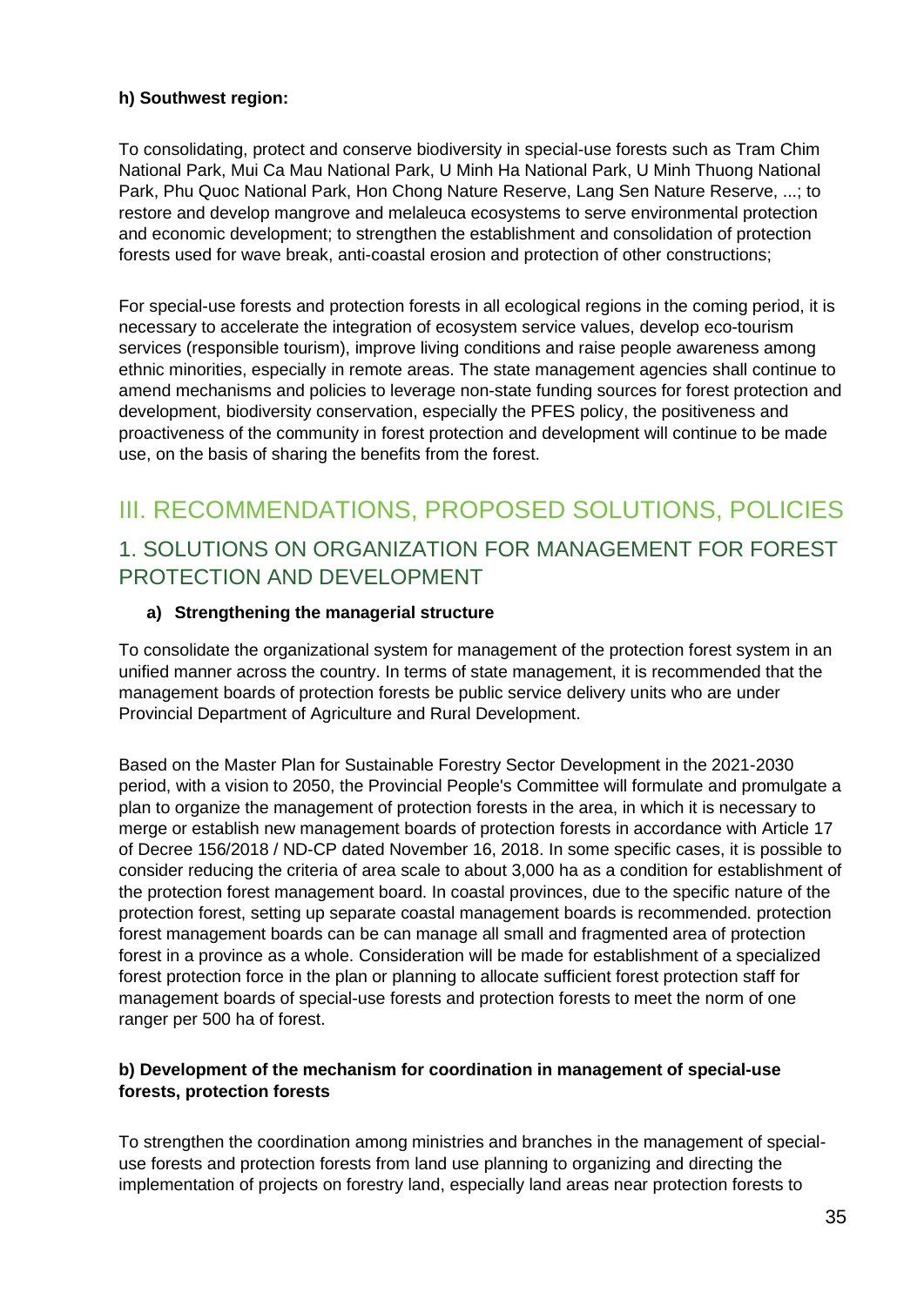**h) Southwest region:**

To consolidating, protect and conserve biodiversity in special-use forests such as Tram Chim National Park, Mui Ca Mau National Park, U Minh Ha National Park, U Minh Thuong National Park, Phu Quoc National Park, Hon Chong Nature Reserve, Lang Sen Nature Reserve, ...; to restore and develop mangrove and melaleuca ecosystems to serve environmental protection and economic development; to strengthen the establishment and consolidation of protection forests used for wave break, anti-coastal erosion and protection of other constructions;

For special-use forests and protection forests in all ecological regions in the coming period, it is necessary to accelerate the integration of ecosystem service values, develop eco-tourism services (responsible tourism), improve living conditions and raise people awareness among ethnic minorities, especially in remote areas. The state management agencies shall continue to amend mechanisms and policies to leverage non-state funding sources for forest protection and development, biodiversity conservation, especially the PFES policy, the positiveness and proactiveness of the community in forest protection and development will continue to be made use, on the basis of sharing the benefits from the forest.

# III. RECOMMENDATIONS, PROPOSED SOLUTIONS, POLICIES

## 1. SOLUTIONS ON ORGANIZATION FOR MANAGEMENT FOR FOREST PROTECTION AND DEVELOPMENT

**a) Strengthening the managerial structure**

To consolidate the organizational system for management of the protection forest system in an unified manner across the country. In terms of state management, it is recommended that the management boards of protection forests be public service delivery units who are under Provincial Department of Agriculture and Rural Development.

Based on the Master Plan for Sustainable Forestry Sector Development in the 2021-2030 period, with a vision to 2050, the Provincial People's Committee will formulate and promulgate a plan to organize the management of protection forests in the area, in which it is necessary to merge or establish new management boards of protection forests in accordance with Article 17 of Decree 156/2018 / ND-CP dated November 16, 2018. In some specific cases, it is possible to consider reducing the criteria of area scale to about 3,000 ha as a condition for establishment of the protection forest management board. In coastal provinces, due to the specific nature of the protection forest, setting up separate coastal management boards is recommended. protection forest management boards can be can manage all small and fragmented area of protection forest in a province as a whole. Consideration will be made for establishment of a specialized forest protection force in the plan or planning to allocate sufficient forest protection staff for management boards of special-use forests and protection forests to meet the norm of one ranger per 500 ha of forest.

**b) Development of the mechanism for coordination in management of special-use forests, protection forests**

To strengthen the coordination among ministries and branches in the management of special-use forests and protection forests from land use planning to organizing and directing the implementation of projects on forestry land, especially land areas near protection forests to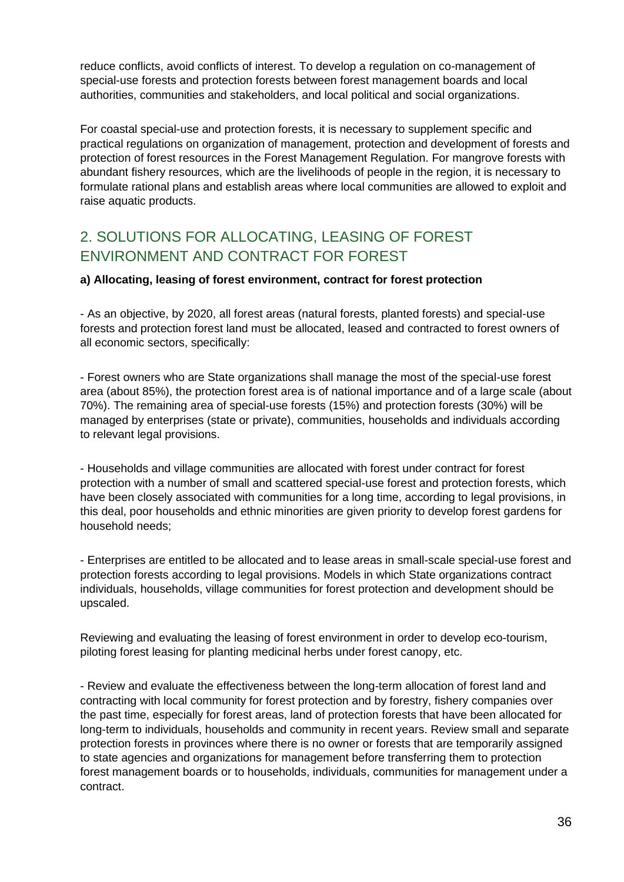reduce conflicts, avoid conflicts of interest. To develop a regulation on co-management of special-use forests and protection forests between forest management boards and local authorities, communities and stakeholders, and local political and social organizations.

For coastal special-use and protection forests, it is necessary to supplement specific and practical regulations on organization of management, protection and development of forests and protection of forest resources in the Forest Management Regulation. For mangrove forests with abundant fishery resources, which are the livelihoods of people in the region, it is necessary to formulate rational plans and establish areas where local communities are allowed to exploit and raise aquatic products.

## 2. SOLUTIONS FOR ALLOCATING, LEASING OF FOREST ENVIRONMENT AND CONTRACT FOR FOREST

**a) Allocating, leasing of forest environment, contract for forest protection**

- As an objective, by 2020, all forest areas (natural forests, planted forests) and special-use forests and protection forest land must be allocated, leased and contracted to forest owners of all economic sectors, specifically:

- Forest owners who are State organizations shall manage the most of the special-use forest area (about 85%), the protection forest area is of national importance and of a large scale (about 70%). The remaining area of special-use forests (15%) and protection forests (30%) will be managed by enterprises (state or private), communities, households and individuals according to relevant legal provisions.

- Households and village communities are allocated with forest under contract for forest protection with a number of small and scattered special-use forest and protection forests, which have been closely associated with communities for a long time, according to legal provisions, in this deal, poor households and ethnic minorities are given priority to develop forest gardens for household needs;

- Enterprises are entitled to be allocated and to lease areas in small-scale special-use forest and protection forests according to legal provisions. Models in which State organizations contract individuals, households, village communities for forest protection and development should be upscaled.

Reviewing and evaluating the leasing of forest environment in order to develop eco-tourism, piloting forest leasing for planting medicinal herbs under forest canopy, etc.

- Review and evaluate the effectiveness between the long-term allocation of forest land and contracting with local community for forest protection and by forestry, fishery companies over the past time, especially for forest areas, land of protection forests that have been allocated for long-term to individuals, households and community in recent years. Review small and separate protection forests in provinces where there is no owner or forests that are temporarily assigned to state agencies and organizations for management before transferring them to protection forest management boards or to households, individuals, communities for management under a contract.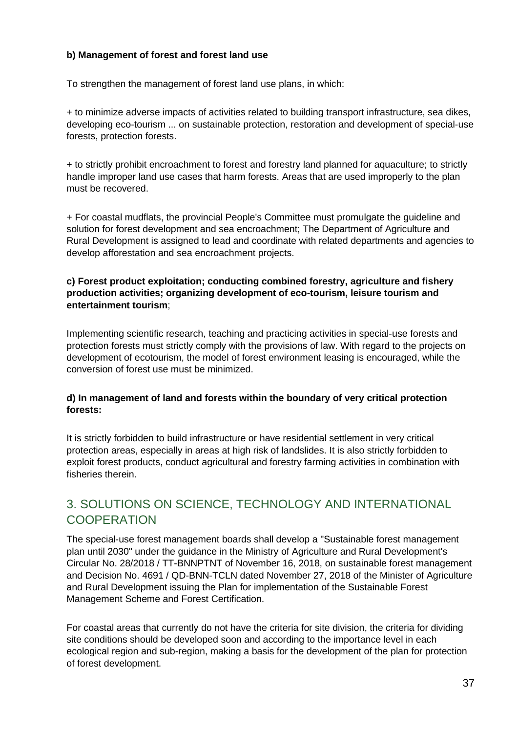**b) Management of forest and forest land use**

To strengthen the management of forest land use plans, in which:

+ to minimize adverse impacts of activities related to building transport infrastructure, sea dikes, developing eco-tourism ... on sustainable protection, restoration and development of special-use forests, protection forests.

+ to strictly prohibit encroachment to forest and forestry land planned for aquaculture; to strictly handle improper land use cases that harm forests. Areas that are used improperly to the plan must be recovered.

+ For coastal mudflats, the provincial People's Committee must promulgate the guideline and solution for forest development and sea encroachment; The Department of Agriculture and Rural Development is assigned to lead and coordinate with related departments and agencies to develop afforestation and sea encroachment projects.

**c) Forest product exploitation; conducting combined forestry, agriculture and fishery production activities; organizing development of eco-tourism, leisure tourism and entertainment tourism**;

Implementing scientific research, teaching and practicing activities in special-use forests and protection forests must strictly comply with the provisions of law. With regard to the projects on development of ecotourism, the model of forest environment leasing is encouraged, while the conversion of forest use must be minimized.

**d) In management of land and forests within the boundary of very critical protection forests:**

It is strictly forbidden to build infrastructure or have residential settlement in very critical protection areas, especially in areas at high risk of landslides. It is also strictly forbidden to exploit forest products, conduct agricultural and forestry farming activities in combination with fisheries therein.

## 3. SOLUTIONS ON SCIENCE, TECHNOLOGY AND INTERNATIONAL COOPERATION

The special-use forest management boards shall develop a "Sustainable forest management plan until 2030" under the guidance in the Ministry of Agriculture and Rural Development's Circular No. 28/2018 / TT-BNNPTNT of November 16, 2018, on sustainable forest management and Decision No. 4691 / QD-BNN-TCLN dated November 27, 2018 of the Minister of Agriculture and Rural Development issuing the Plan for implementation of the Sustainable Forest Management Scheme and Forest Certification.

For coastal areas that currently do not have the criteria for site division, the criteria for dividing site conditions should be developed soon and according to the importance level in each ecological region and sub-region, making a basis for the development of the plan for protection of forest development.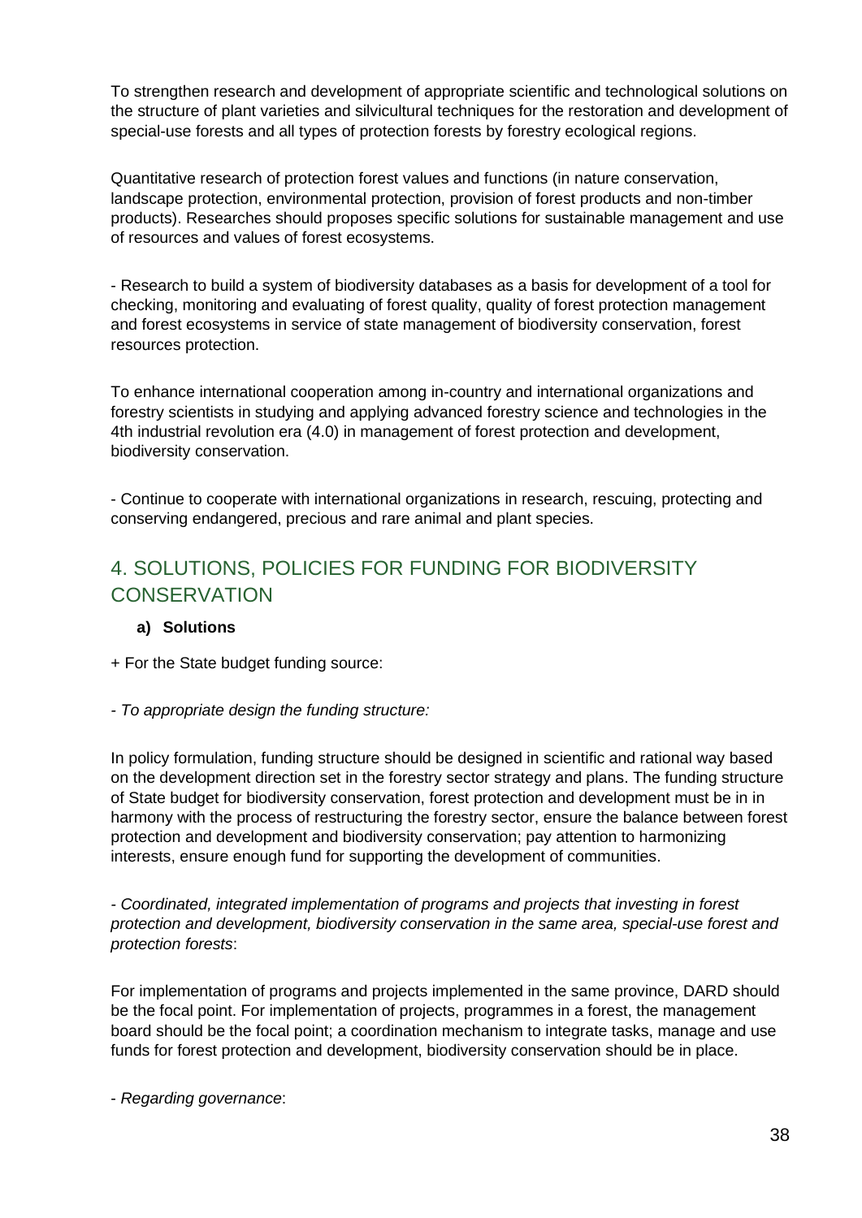To strengthen research and development of appropriate scientific and technological solutions on the structure of plant varieties and silvicultural techniques for the restoration and development of special-use forests and all types of protection forests by forestry ecological regions.

Quantitative research of protection forest values and functions (in nature conservation, landscape protection, environmental protection, provision of forest products and non-timber products). Researches should proposes specific solutions for sustainable management and use of resources and values of forest ecosystems.

- Research to build a system of biodiversity databases as a basis for development of a tool for checking, monitoring and evaluating of forest quality, quality of forest protection management and forest ecosystems in service of state management of biodiversity conservation, forest resources protection.

To enhance international cooperation among in-country and international organizations and forestry scientists in studying and applying advanced forestry science and technologies in the 4th industrial revolution era (4.0) in management of forest protection and development, biodiversity conservation.

- Continue to cooperate with international organizations in research, rescuing, protecting and conserving endangered, precious and rare animal and plant species.

## 4. SOLUTIONS, POLICIES FOR FUNDING FOR BIODIVERSITY CONSERVATION

**a) Solutions**

+ For the State budget funding source:

- *To appropriate design the funding structure:*

In policy formulation, funding structure should be designed in scientific and rational way based on the development direction set in the forestry sector strategy and plans. The funding structure of State budget for biodiversity conservation, forest protection and development must be in in harmony with the process of restructuring the forestry sector, ensure the balance between forest protection and development and biodiversity conservation; pay attention to harmonizing interests, ensure enough fund for supporting the development of communities.

- *Coordinated, integrated implementation of programs and projects that investing in forest protection and development, biodiversity conservation in the same area, special-use forest and protection forests*:

For implementation of programs and projects implemented in the same province, DARD should be the focal point. For implementation of projects, programmes in a forest, the management board should be the focal point; a coordination mechanism to integrate tasks, manage and use funds for forest protection and development, biodiversity conservation should be in place.

- *Regarding governance*: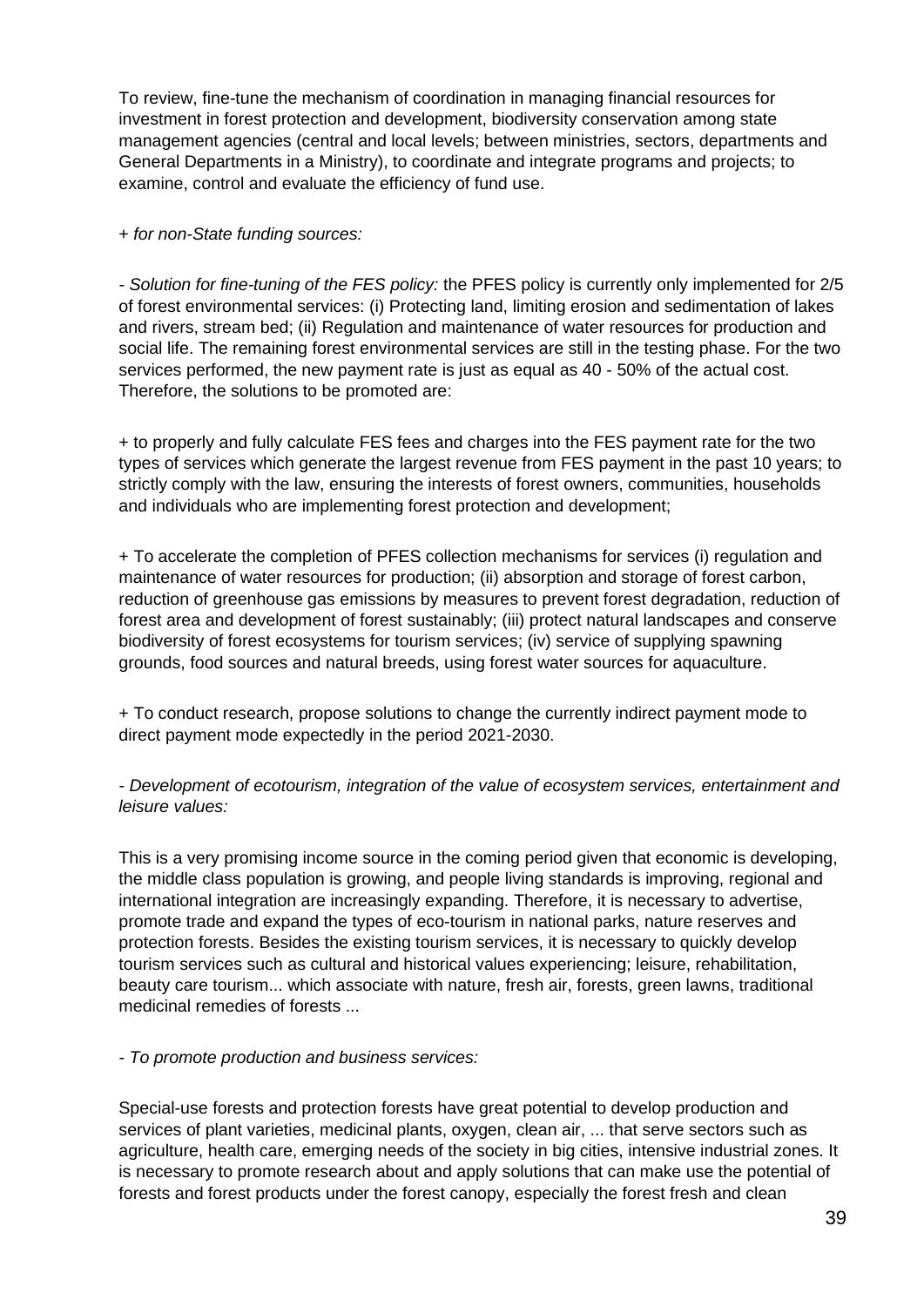To review, fine-tune the mechanism of coordination in managing financial resources for investment in forest protection and development, biodiversity conservation among state management agencies (central and local levels; between ministries, sectors, departments and General Departments in a Ministry), to coordinate and integrate programs and projects; to examine, control and evaluate the efficiency of fund use.

+ *for non-State funding sources:*

- *Solution for fine-tuning of the FES policy:* the PFES policy is currently only implemented for 2/5 of forest environmental services: (i) Protecting land, limiting erosion and sedimentation of lakes and rivers, stream bed; (ii) Regulation and maintenance of water resources for production and social life. The remaining forest environmental services are still in the testing phase. For the two services performed, the new payment rate is just as equal as 40 - 50% of the actual cost. Therefore, the solutions to be promoted are:

+ to properly and fully calculate FES fees and charges into the FES payment rate for the two types of services which generate the largest revenue from FES payment in the past 10 years; to strictly comply with the law, ensuring the interests of forest owners, communities, households and individuals who are implementing forest protection and development;

+ To accelerate the completion of PFES collection mechanisms for services (i) regulation and maintenance of water resources for production; (ii) absorption and storage of forest carbon, reduction of greenhouse gas emissions by measures to prevent forest degradation, reduction of forest area and development of forest sustainably; (iii) protect natural landscapes and conserve biodiversity of forest ecosystems for tourism services; (iv) service of supplying spawning grounds, food sources and natural breeds, using forest water sources for aquaculture.

+ To conduct research, propose solutions to change the currently indirect payment mode to direct payment mode expectedly in the period 2021-2030.

- *Development of ecotourism, integration of the value of ecosystem services, entertainment and leisure values:*

This is a very promising income source in the coming period given that economic is developing, the middle class population is growing, and people living standards is improving, regional and international integration are increasingly expanding. Therefore, it is necessary to advertise, promote trade and expand the types of eco-tourism in national parks, nature reserves and protection forests. Besides the existing tourism services, it is necessary to quickly develop tourism services such as cultural and historical values experiencing; leisure, rehabilitation, beauty care tourism... which associate with nature, fresh air, forests, green lawns, traditional medicinal remedies of forests ...

- *To promote production and business services:*

Special-use forests and protection forests have great potential to develop production and services of plant varieties, medicinal plants, oxygen, clean air, ... that serve sectors such as agriculture, health care, emerging needs of the society in big cities, intensive industrial zones. It is necessary to promote research about and apply solutions that can make use the potential of forests and forest products under the forest canopy, especially the forest fresh and clean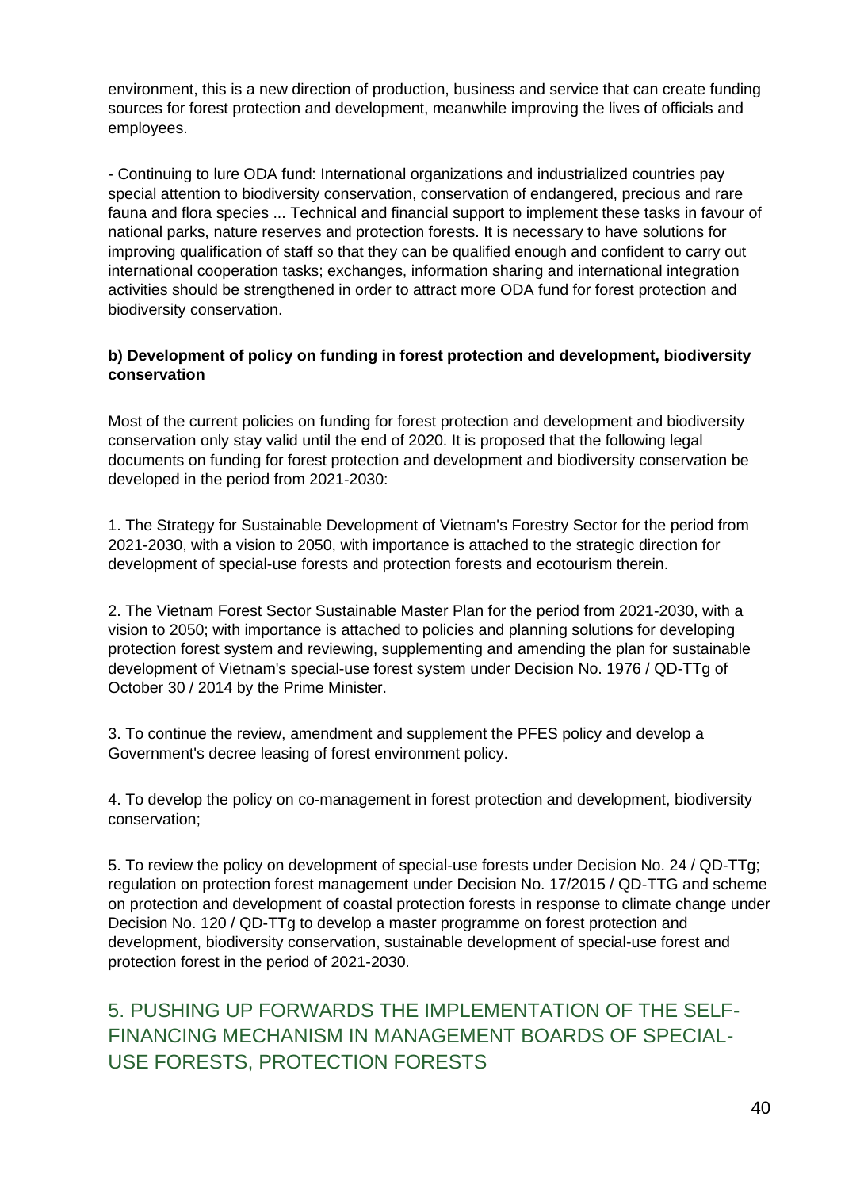environment, this is a new direction of production, business and service that can create funding sources for forest protection and development, meanwhile improving the lives of officials and employees.

- Continuing to lure ODA fund: International organizations and industrialized countries pay special attention to biodiversity conservation, conservation of endangered, precious and rare fauna and flora species ... Technical and financial support to implement these tasks in favour of national parks, nature reserves and protection forests. It is necessary to have solutions for improving qualification of staff so that they can be qualified enough and confident to carry out international cooperation tasks; exchanges, information sharing and international integration activities should be strengthened in order to attract more ODA fund for forest protection and biodiversity conservation.

**b) Development of policy on funding in forest protection and development, biodiversity conservation**

Most of the current policies on funding for forest protection and development and biodiversity conservation only stay valid until the end of 2020. It is proposed that the following legal documents on funding for forest protection and development and biodiversity conservation be developed in the period from 2021-2030:

1. The Strategy for Sustainable Development of Vietnam's Forestry Sector for the period from 2021-2030, with a vision to 2050, with importance is attached to the strategic direction for development of special-use forests and protection forests and ecotourism therein.

2. The Vietnam Forest Sector Sustainable Master Plan for the period from 2021-2030, with a vision to 2050; with importance is attached to policies and planning solutions for developing protection forest system and reviewing, supplementing and amending the plan for sustainable development of Vietnam's special-use forest system under Decision No. 1976 / QD-TTg of October 30 / 2014 by the Prime Minister.

3. To continue the review, amendment and supplement the PFES policy and develop a Government's decree leasing of forest environment policy.

4. To develop the policy on co-management in forest protection and development, biodiversity conservation;

5. To review the policy on development of special-use forests under Decision No. 24 / QD-TTg; regulation on protection forest management under Decision No. 17/2015 / QD-TTG and scheme on protection and development of coastal protection forests in response to climate change under Decision No. 120 / QD-TTg to develop a master programme on forest protection and development, biodiversity conservation, sustainable development of special-use forest and protection forest in the period of 2021-2030.

## 5. PUSHING UP FORWARDS THE IMPLEMENTATION OF THE SELF-FINANCING MECHANISM IN MANAGEMENT BOARDS OF SPECIAL-USE FORESTS, PROTECTION FORESTS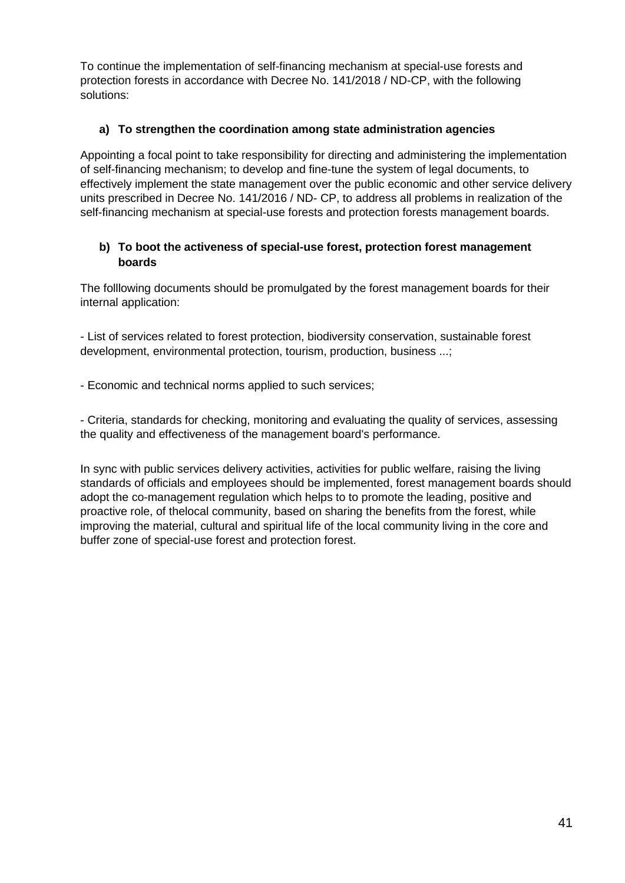To continue the implementation of self-financing mechanism at special-use forests and protection forests in accordance with Decree No. 141/2018 / ND-CP, with the following solutions:

**a) To strengthen the coordination among state administration agencies**

Appointing a focal point to take responsibility for directing and administering the implementation of self-financing mechanism; to develop and fine-tune the system of legal documents, to effectively implement the state management over the public economic and other service delivery units prescribed in Decree No. 141/2016 / ND- CP, to address all problems in realization of the self-financing mechanism at special-use forests and protection forests management boards.

**b) To boot the activeness of special-use forest, protection forest management boards**

The folllowing documents should be promulgated by the forest management boards for their internal application:

- List of services related to forest protection, biodiversity conservation, sustainable forest development, environmental protection, tourism, production, business ...;

- Economic and technical norms applied to such services;

- Criteria, standards for checking, monitoring and evaluating the quality of services, assessing the quality and effectiveness of the management board's performance.

In sync with public services delivery activities, activities for public welfare, raising the living standards of officials and employees should be implemented, forest management boards should adopt the co-management regulation which helps to to promote the leading, positive and proactive role, of thelocal community, based on sharing the benefits from the forest, while improving the material, cultural and spiritual life of the local community living in the core and buffer zone of special-use forest and protection forest.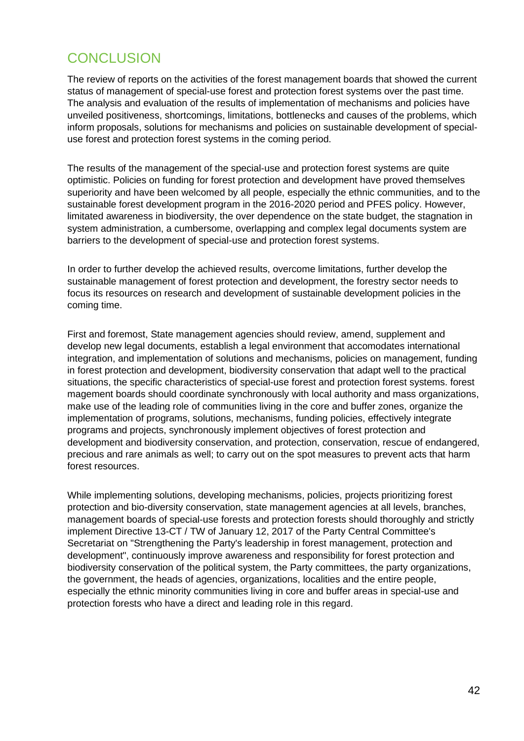# CONCLUSION

The review of reports on the activities of the forest management boards that showed the current status of management of special-use forest and protection forest systems over the past time. The analysis and evaluation of the results of implementation of mechanisms and policies have unveiled positiveness, shortcomings, limitations, bottlenecks and causes of the problems, which inform proposals, solutions for mechanisms and policies on sustainable development of special-use forest and protection forest systems in the coming period.

The results of the management of the special-use and protection forest systems are quite optimistic. Policies on funding for forest protection and development have proved themselves superiority and have been welcomed by all people, especially the ethnic communities, and to the sustainable forest development program in the 2016-2020 period and PFES policy. However, limitated awareness in biodiversity, the over dependence on the state budget, the stagnation in system administration, a cumbersome, overlapping and complex legal documents system are barriers to the development of special-use and protection forest systems.

In order to further develop the achieved results, overcome limitations, further develop the sustainable management of forest protection and development, the forestry sector needs to focus its resources on research and development of sustainable development policies in the coming time.

First and foremost, State management agencies should review, amend, supplement and develop new legal documents, establish a legal environment that accomodates international integration, and implementation of solutions and mechanisms, policies on management, funding in forest protection and development, biodiversity conservation that adapt well to the practical situations, the specific characteristics of special-use forest and protection forest systems. forest magement boards should coordinate synchronously with local authority and mass organizations, make use of the leading role of communities living in the core and buffer zones, organize the implementation of programs, solutions, mechanisms, funding policies, effectively integrate programs and projects, synchronously implement objectives of forest protection and development and biodiversity conservation, and protection, conservation, rescue of endangered, precious and rare animals as well; to carry out on the spot measures to prevent acts that harm forest resources.

While implementing solutions, developing mechanisms, policies, projects prioritizing forest protection and bio-diversity conservation, state management agencies at all levels, branches, management boards of special-use forests and protection forests should thoroughly and strictly implement Directive 13-CT / TW of January 12, 2017 of the Party Central Committee's Secretariat on "Strengthening the Party's leadership in forest management, protection and development", continuously improve awareness and responsibility for forest protection and biodiversity conservation of the political system, the Party committees, the party organizations, the government, the heads of agencies, organizations, localities and the entire people, especially the ethnic minority communities living in core and buffer areas in special-use and protection forests who have a direct and leading role in this regard.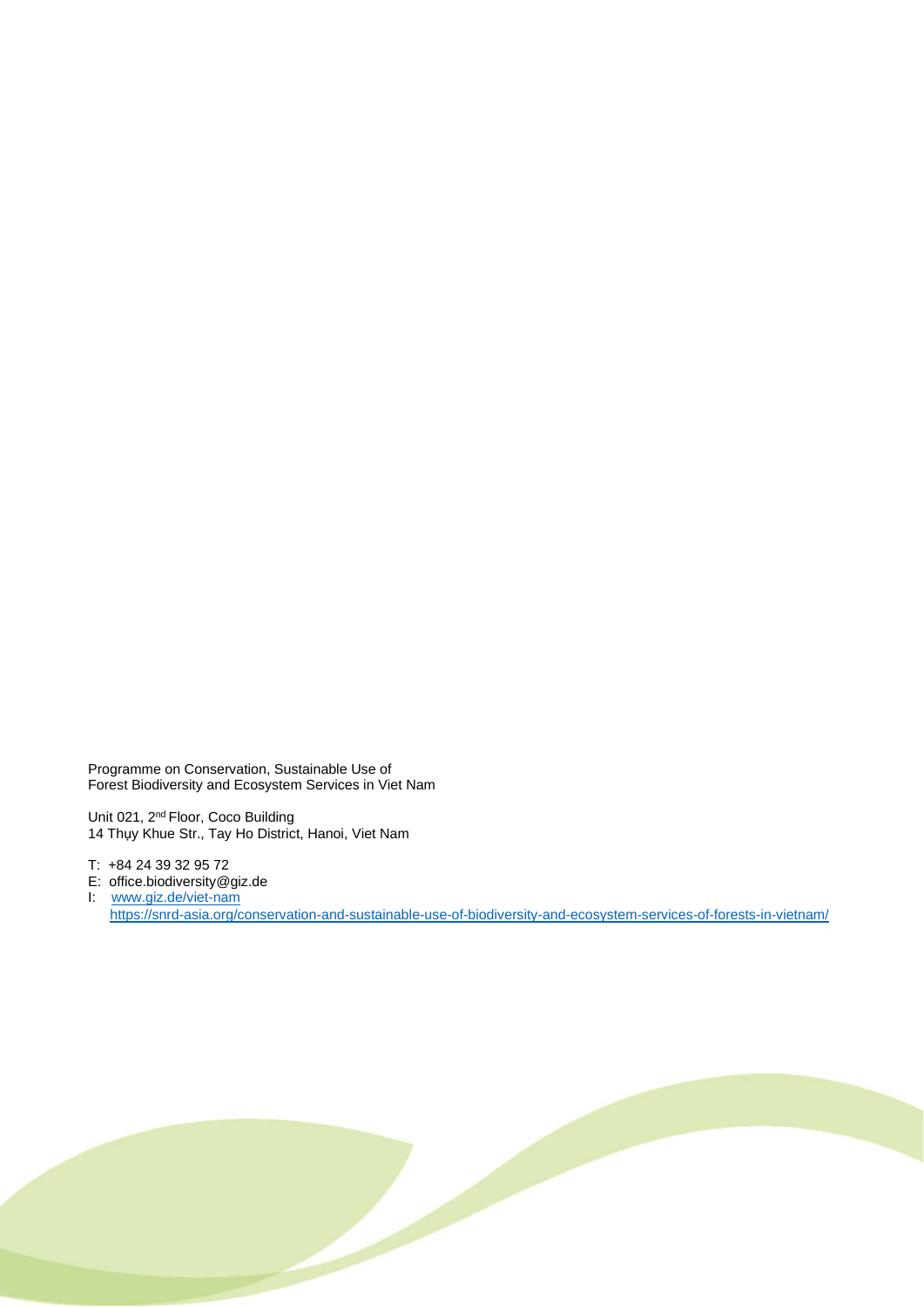Programme on Conservation, Sustainable Use of
Forest Biodiversity and Ecosystem Services in Viet Nam

Unit 021, 2nd Floor, Coco Building
14 Thụy Khue Str., Tay Ho District, Hanoi, Viet Nam

T: +84 24 39 32 95 72
E: office.biodiversity@giz.de
I: www.giz.de/viet-nam
https://snrd-asia.org/conservation-and-sustainable-use-of-biodiversity-and-ecosystem-services-of-forests-in-vietnam/